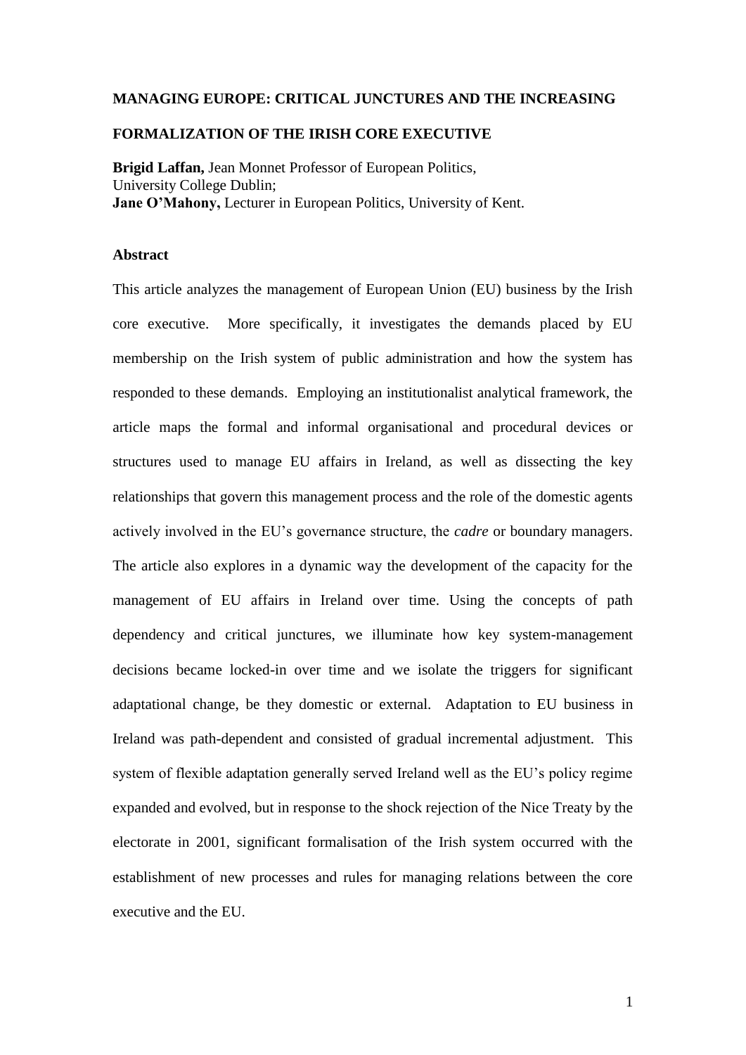# MANAGING EUROPE: CRITICAL JUNCTURES AND THE INCREASING FORMALIZATION OF THE IRISH CORE EXECUTIVE

**Brigid Laffan,** Jean Monnet Professor of European Politics, University College Dublin;
**Jane O'Mahony,** Lecturer in European Politics, University of Kent.

## Abstract

This article analyzes the management of European Union (EU) business by the Irish core executive. More specifically, it investigates the demands placed by EU membership on the Irish system of public administration and how the system has responded to these demands. Employing an institutionalist analytical framework, the article maps the formal and informal organisational and procedural devices or structures used to manage EU affairs in Ireland, as well as dissecting the key relationships that govern this management process and the role of the domestic agents actively involved in the EU's governance structure, the *cadre* or boundary managers. The article also explores in a dynamic way the development of the capacity for the management of EU affairs in Ireland over time. Using the concepts of path dependency and critical junctures, we illuminate how key system-management decisions became locked-in over time and we isolate the triggers for significant adaptational change, be they domestic or external. Adaptation to EU business in Ireland was path-dependent and consisted of gradual incremental adjustment. This system of flexible adaptation generally served Ireland well as the EU's policy regime expanded and evolved, but in response to the shock rejection of the Nice Treaty by the electorate in 2001, significant formalisation of the Irish system occurred with the establishment of new processes and rules for managing relations between the core executive and the EU.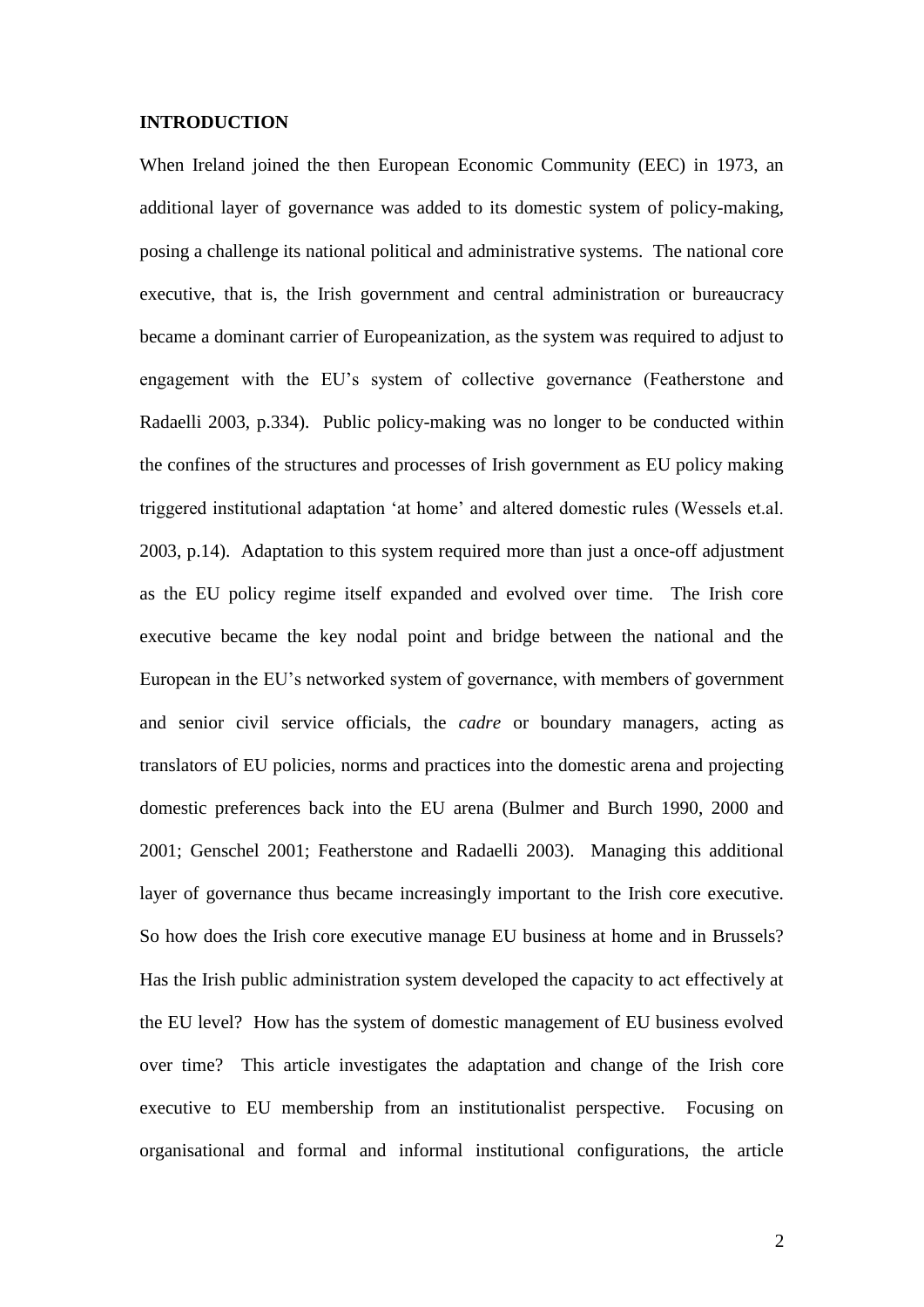## INTRODUCTION

When Ireland joined the then European Economic Community (EEC) in 1973, an additional layer of governance was added to its domestic system of policy-making, posing a challenge its national political and administrative systems. The national core executive, that is, the Irish government and central administration or bureaucracy became a dominant carrier of Europeanization, as the system was required to adjust to engagement with the EU's system of collective governance (Featherstone and Radaelli 2003, p.334). Public policy-making was no longer to be conducted within the confines of the structures and processes of Irish government as EU policy making triggered institutional adaptation 'at home' and altered domestic rules (Wessels et.al. 2003, p.14). Adaptation to this system required more than just a once-off adjustment as the EU policy regime itself expanded and evolved over time. The Irish core executive became the key nodal point and bridge between the national and the European in the EU's networked system of governance, with members of government and senior civil service officials, the *cadre* or boundary managers, acting as translators of EU policies, norms and practices into the domestic arena and projecting domestic preferences back into the EU arena (Bulmer and Burch 1990, 2000 and 2001; Genschel 2001; Featherstone and Radaelli 2003). Managing this additional layer of governance thus became increasingly important to the Irish core executive. So how does the Irish core executive manage EU business at home and in Brussels? Has the Irish public administration system developed the capacity to act effectively at the EU level? How has the system of domestic management of EU business evolved over time? This article investigates the adaptation and change of the Irish core executive to EU membership from an institutionalist perspective. Focusing on organisational and formal and informal institutional configurations, the article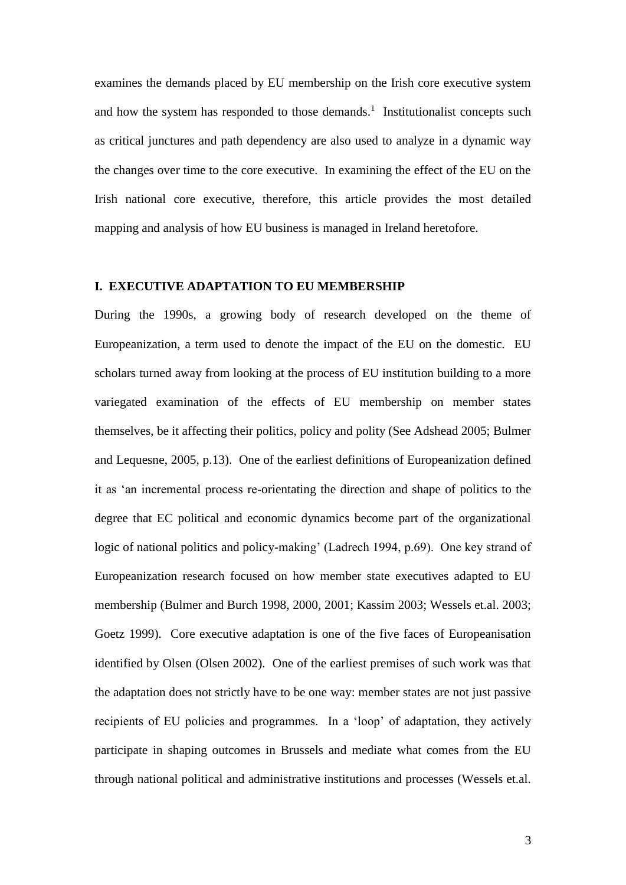examines the demands placed by EU membership on the Irish core executive system and how the system has responded to those demands.[1] Institutionalist concepts such as critical junctures and path dependency are also used to analyze in a dynamic way the changes over time to the core executive. In examining the effect of the EU on the Irish national core executive, therefore, this article provides the most detailed mapping and analysis of how EU business is managed in Ireland heretofore.

## I. EXECUTIVE ADAPTATION TO EU MEMBERSHIP

During the 1990s, a growing body of research developed on the theme of Europeanization, a term used to denote the impact of the EU on the domestic. EU scholars turned away from looking at the process of EU institution building to a more variegated examination of the effects of EU membership on member states themselves, be it affecting their politics, policy and polity (See Adshead 2005; Bulmer and Lequesne, 2005, p.13). One of the earliest definitions of Europeanization defined it as 'an incremental process re-orientating the direction and shape of politics to the degree that EC political and economic dynamics become part of the organizational logic of national politics and policy-making' (Ladrech 1994, p.69). One key strand of Europeanization research focused on how member state executives adapted to EU membership (Bulmer and Burch 1998, 2000, 2001; Kassim 2003; Wessels et.al. 2003; Goetz 1999). Core executive adaptation is one of the five faces of Europeanisation identified by Olsen (Olsen 2002). One of the earliest premises of such work was that the adaptation does not strictly have to be one way: member states are not just passive recipients of EU policies and programmes. In a 'loop' of adaptation, they actively participate in shaping outcomes in Brussels and mediate what comes from the EU through national political and administrative institutions and processes (Wessels et.al.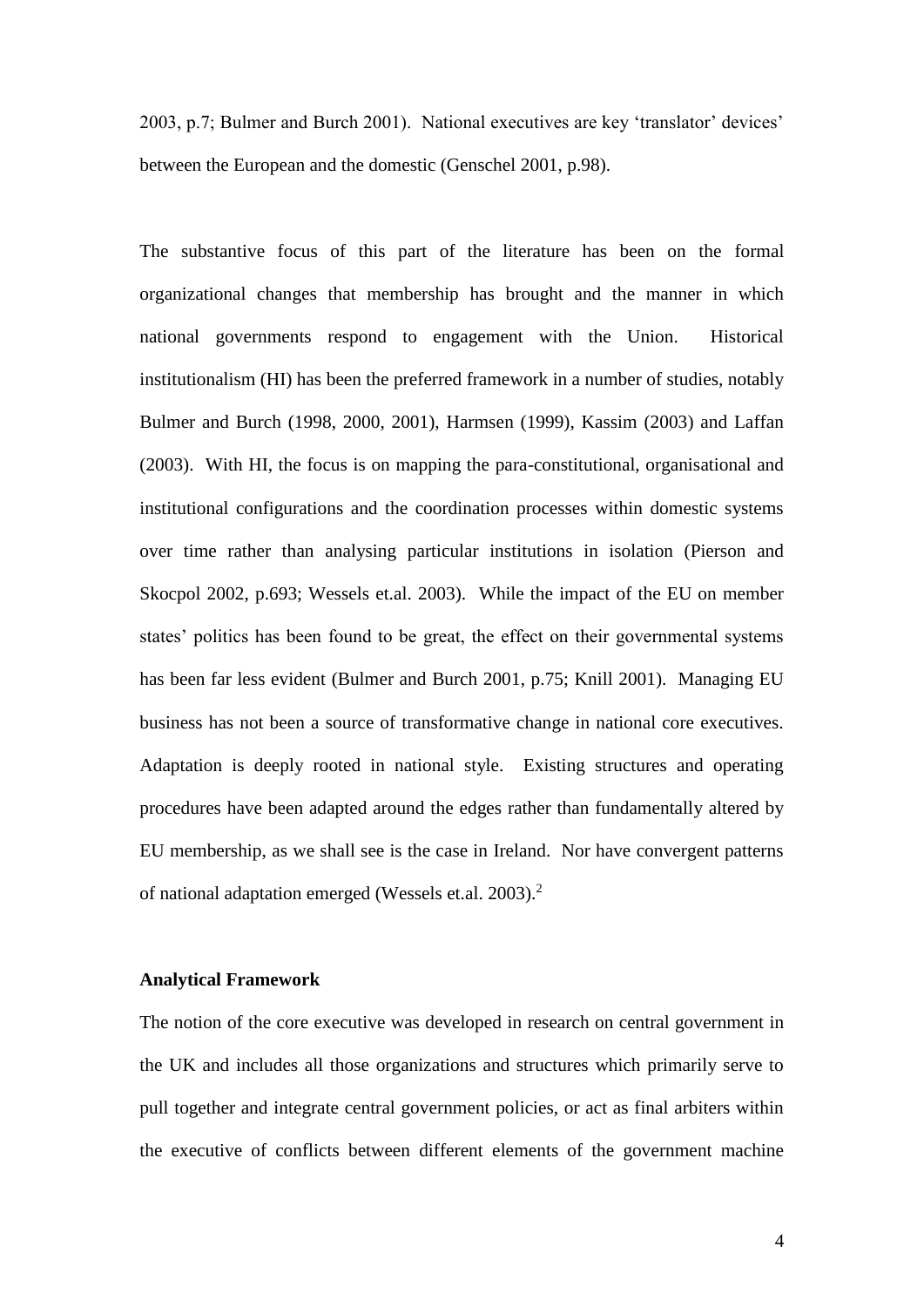2003, p.7; Bulmer and Burch 2001). National executives are key 'translator' devices' between the European and the domestic (Genschel 2001, p.98).

The substantive focus of this part of the literature has been on the formal organizational changes that membership has brought and the manner in which national governments respond to engagement with the Union. Historical institutionalism (HI) has been the preferred framework in a number of studies, notably Bulmer and Burch (1998, 2000, 2001), Harmsen (1999), Kassim (2003) and Laffan (2003). With HI, the focus is on mapping the para-constitutional, organisational and institutional configurations and the coordination processes within domestic systems over time rather than analysing particular institutions in isolation (Pierson and Skocpol 2002, p.693; Wessels et.al. 2003). While the impact of the EU on member states' politics has been found to be great, the effect on their governmental systems has been far less evident (Bulmer and Burch 2001, p.75; Knill 2001). Managing EU business has not been a source of transformative change in national core executives. Adaptation is deeply rooted in national style. Existing structures and operating procedures have been adapted around the edges rather than fundamentally altered by EU membership, as we shall see is the case in Ireland. Nor have convergent patterns of national adaptation emerged (Wessels et.al. 2003).[2]

**Analytical Framework**

The notion of the core executive was developed in research on central government in the UK and includes all those organizations and structures which primarily serve to pull together and integrate central government policies, or act as final arbiters within the executive of conflicts between different elements of the government machine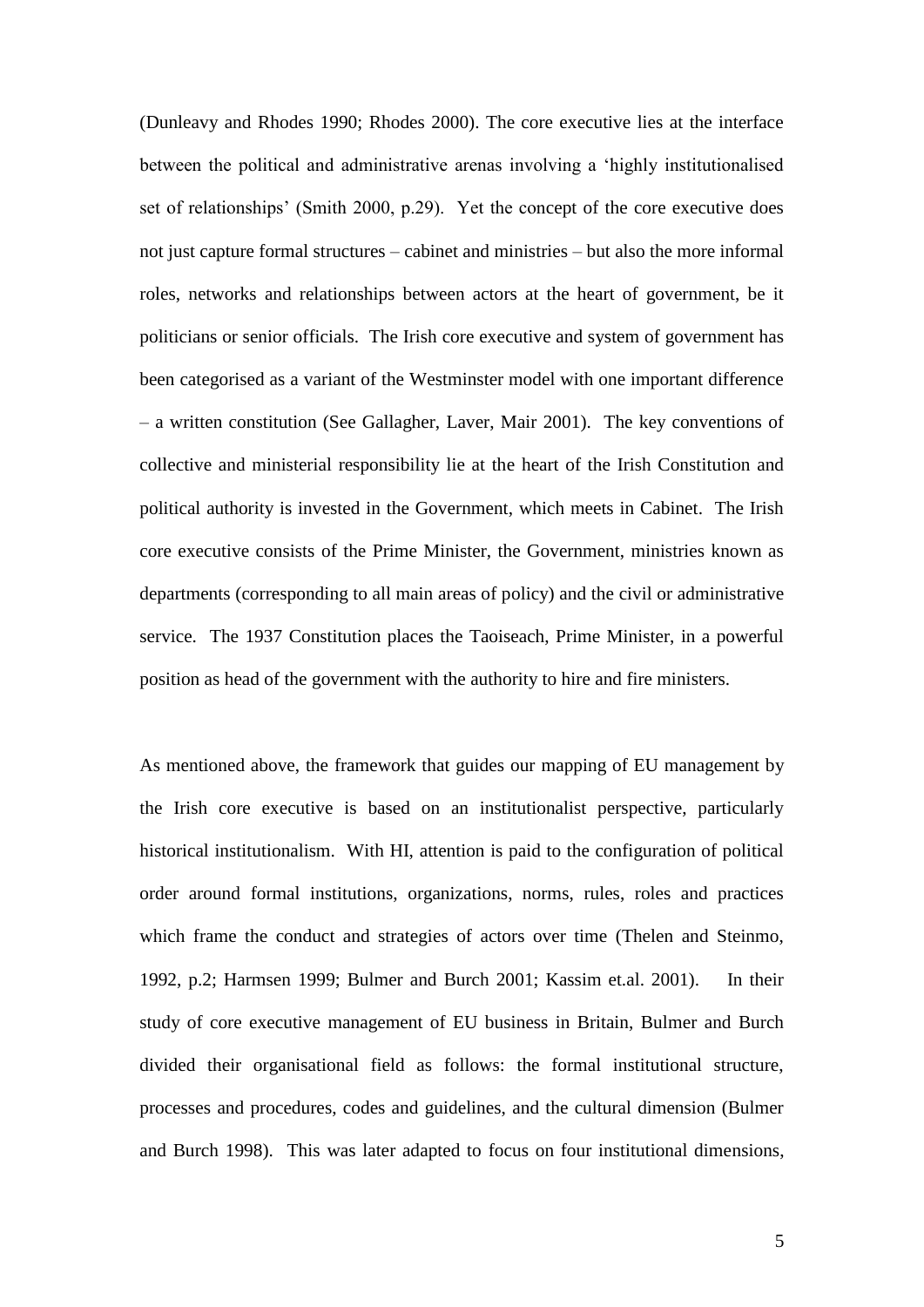(Dunleavy and Rhodes 1990; Rhodes 2000). The core executive lies at the interface between the political and administrative arenas involving a 'highly institutionalised set of relationships' (Smith 2000, p.29). Yet the concept of the core executive does not just capture formal structures – cabinet and ministries – but also the more informal roles, networks and relationships between actors at the heart of government, be it politicians or senior officials. The Irish core executive and system of government has been categorised as a variant of the Westminster model with one important difference – a written constitution (See Gallagher, Laver, Mair 2001). The key conventions of collective and ministerial responsibility lie at the heart of the Irish Constitution and political authority is invested in the Government, which meets in Cabinet. The Irish core executive consists of the Prime Minister, the Government, ministries known as departments (corresponding to all main areas of policy) and the civil or administrative service. The 1937 Constitution places the Taoiseach, Prime Minister, in a powerful position as head of the government with the authority to hire and fire ministers.

As mentioned above, the framework that guides our mapping of EU management by the Irish core executive is based on an institutionalist perspective, particularly historical institutionalism. With HI, attention is paid to the configuration of political order around formal institutions, organizations, norms, rules, roles and practices which frame the conduct and strategies of actors over time (Thelen and Steinmo, 1992, p.2; Harmsen 1999; Bulmer and Burch 2001; Kassim et.al. 2001). In their study of core executive management of EU business in Britain, Bulmer and Burch divided their organisational field as follows: the formal institutional structure, processes and procedures, codes and guidelines, and the cultural dimension (Bulmer and Burch 1998). This was later adapted to focus on four institutional dimensions,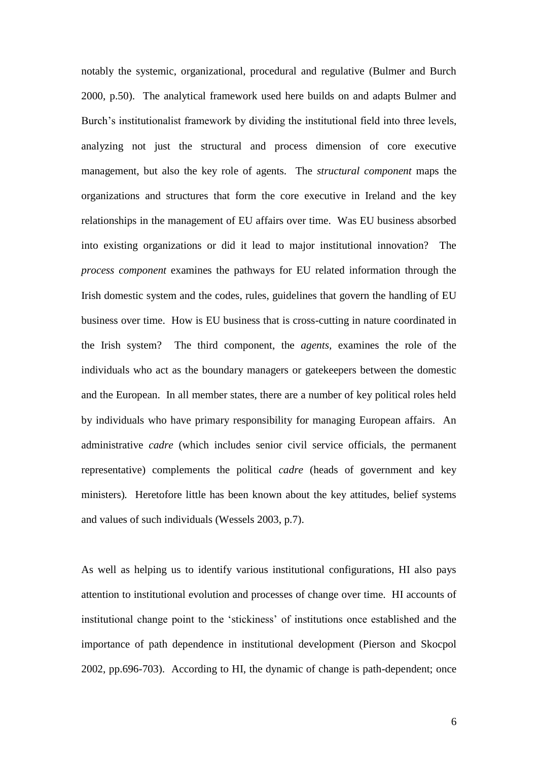notably the systemic, organizational, procedural and regulative (Bulmer and Burch 2000, p.50). The analytical framework used here builds on and adapts Bulmer and Burch's institutionalist framework by dividing the institutional field into three levels, analyzing not just the structural and process dimension of core executive management, but also the key role of agents. The *structural component* maps the organizations and structures that form the core executive in Ireland and the key relationships in the management of EU affairs over time. Was EU business absorbed into existing organizations or did it lead to major institutional innovation? The *process component* examines the pathways for EU related information through the Irish domestic system and the codes, rules, guidelines that govern the handling of EU business over time. How is EU business that is cross-cutting in nature coordinated in the Irish system? The third component, the *agents,* examines the role of the individuals who act as the boundary managers or gatekeepers between the domestic and the European. In all member states, there are a number of key political roles held by individuals who have primary responsibility for managing European affairs. An administrative *cadre* (which includes senior civil service officials, the permanent representative) complements the political *cadre* (heads of government and key ministers)*.* Heretofore little has been known about the key attitudes, belief systems and values of such individuals (Wessels 2003, p.7).

As well as helping us to identify various institutional configurations, HI also pays attention to institutional evolution and processes of change over time. HI accounts of institutional change point to the 'stickiness' of institutions once established and the importance of path dependence in institutional development (Pierson and Skocpol 2002, pp.696-703). According to HI, the dynamic of change is path-dependent; once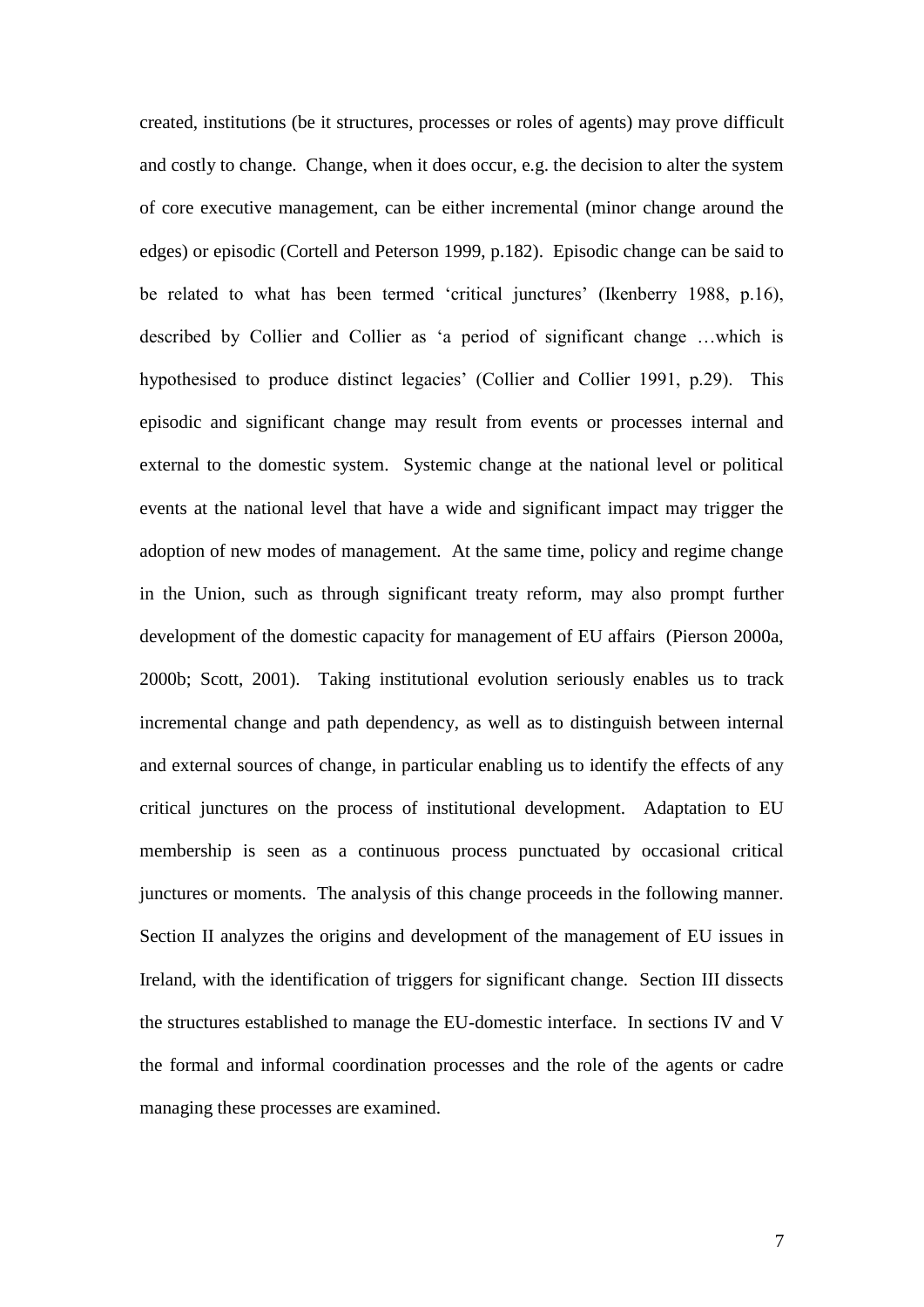created, institutions (be it structures, processes or roles of agents) may prove difficult and costly to change. Change, when it does occur, e.g. the decision to alter the system of core executive management, can be either incremental (minor change around the edges) or episodic (Cortell and Peterson 1999, p.182). Episodic change can be said to be related to what has been termed 'critical junctures' (Ikenberry 1988, p.16), described by Collier and Collier as 'a period of significant change …which is hypothesised to produce distinct legacies' (Collier and Collier 1991, p.29). This episodic and significant change may result from events or processes internal and external to the domestic system. Systemic change at the national level or political events at the national level that have a wide and significant impact may trigger the adoption of new modes of management. At the same time, policy and regime change in the Union, such as through significant treaty reform, may also prompt further development of the domestic capacity for management of EU affairs (Pierson 2000a, 2000b; Scott, 2001). Taking institutional evolution seriously enables us to track incremental change and path dependency, as well as to distinguish between internal and external sources of change, in particular enabling us to identify the effects of any critical junctures on the process of institutional development. Adaptation to EU membership is seen as a continuous process punctuated by occasional critical junctures or moments. The analysis of this change proceeds in the following manner. Section II analyzes the origins and development of the management of EU issues in Ireland, with the identification of triggers for significant change. Section III dissects the structures established to manage the EU-domestic interface. In sections IV and V the formal and informal coordination processes and the role of the agents or cadre managing these processes are examined.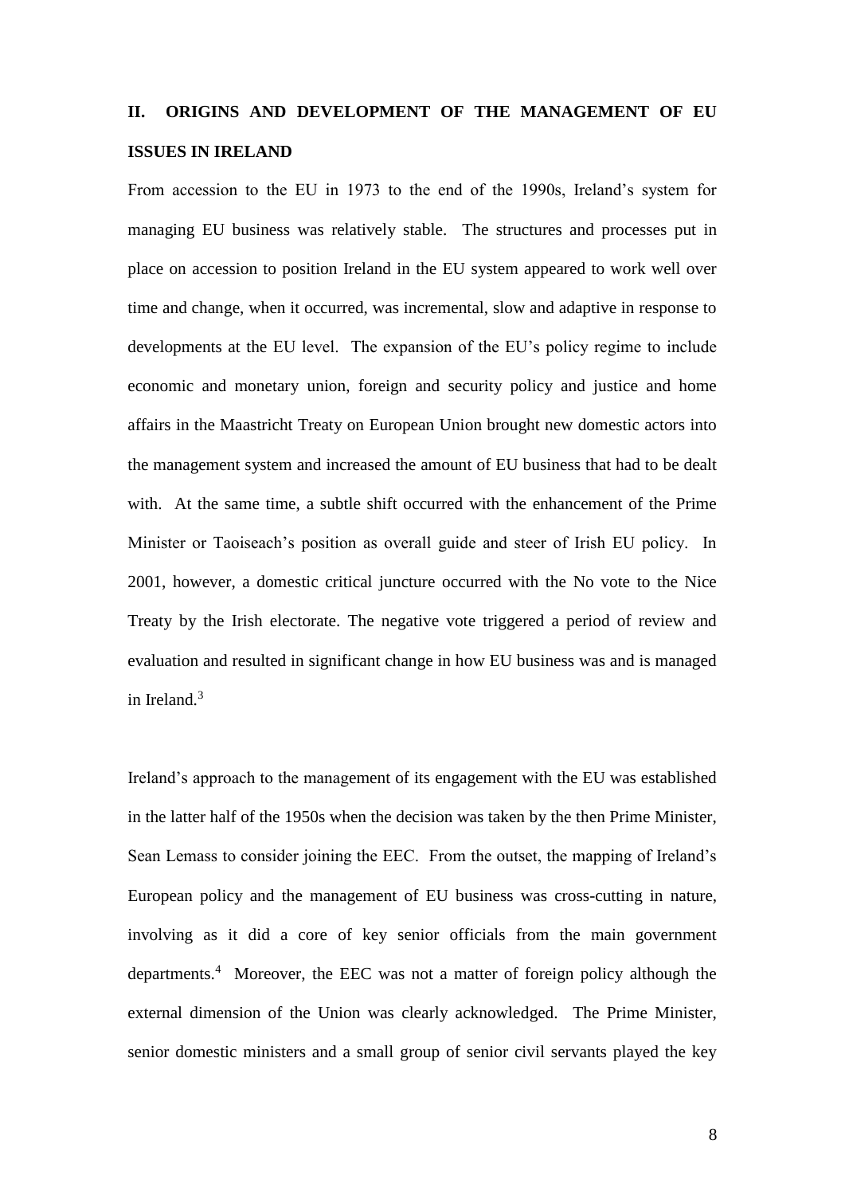## II. ORIGINS AND DEVELOPMENT OF THE MANAGEMENT OF EU ISSUES IN IRELAND

From accession to the EU in 1973 to the end of the 1990s, Ireland's system for managing EU business was relatively stable. The structures and processes put in place on accession to position Ireland in the EU system appeared to work well over time and change, when it occurred, was incremental, slow and adaptive in response to developments at the EU level. The expansion of the EU's policy regime to include economic and monetary union, foreign and security policy and justice and home affairs in the Maastricht Treaty on European Union brought new domestic actors into the management system and increased the amount of EU business that had to be dealt with. At the same time, a subtle shift occurred with the enhancement of the Prime Minister or Taoiseach's position as overall guide and steer of Irish EU policy. In 2001, however, a domestic critical juncture occurred with the No vote to the Nice Treaty by the Irish electorate. The negative vote triggered a period of review and evaluation and resulted in significant change in how EU business was and is managed in Ireland.[3]

Ireland's approach to the management of its engagement with the EU was established in the latter half of the 1950s when the decision was taken by the then Prime Minister, Sean Lemass to consider joining the EEC. From the outset, the mapping of Ireland's European policy and the management of EU business was cross-cutting in nature, involving as it did a core of key senior officials from the main government departments.[4] Moreover, the EEC was not a matter of foreign policy although the external dimension of the Union was clearly acknowledged. The Prime Minister, senior domestic ministers and a small group of senior civil servants played the key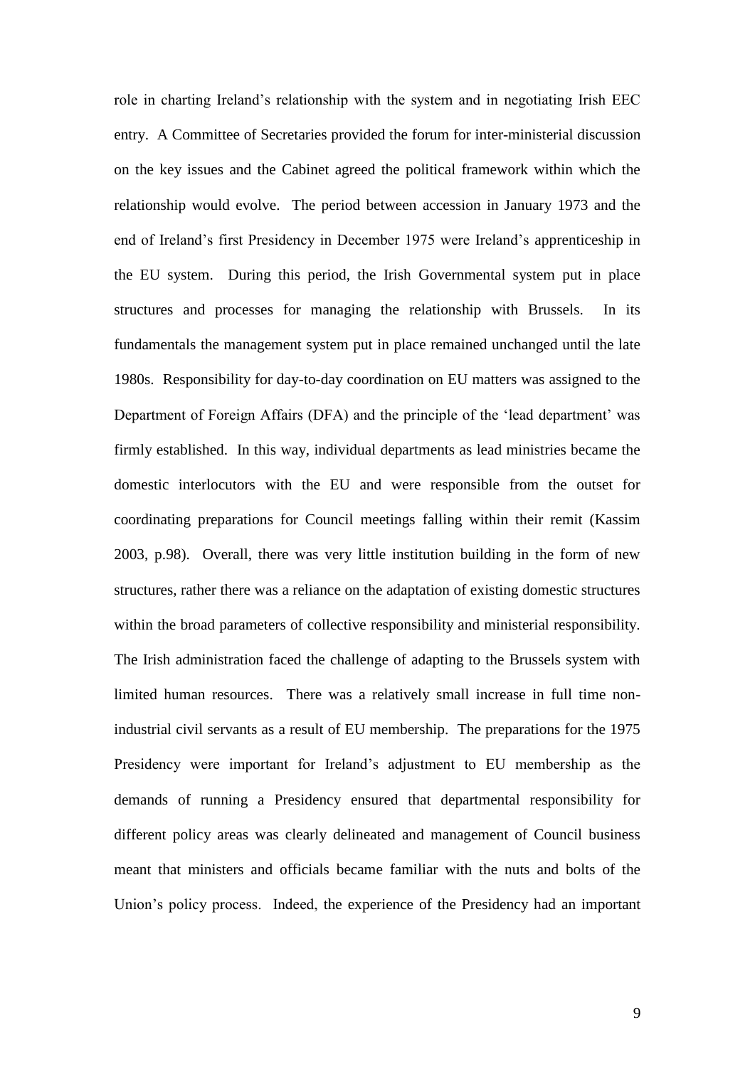role in charting Ireland's relationship with the system and in negotiating Irish EEC entry. A Committee of Secretaries provided the forum for inter-ministerial discussion on the key issues and the Cabinet agreed the political framework within which the relationship would evolve. The period between accession in January 1973 and the end of Ireland's first Presidency in December 1975 were Ireland's apprenticeship in the EU system. During this period, the Irish Governmental system put in place structures and processes for managing the relationship with Brussels. In its fundamentals the management system put in place remained unchanged until the late 1980s. Responsibility for day-to-day coordination on EU matters was assigned to the Department of Foreign Affairs (DFA) and the principle of the 'lead department' was firmly established. In this way, individual departments as lead ministries became the domestic interlocutors with the EU and were responsible from the outset for coordinating preparations for Council meetings falling within their remit (Kassim 2003, p.98). Overall, there was very little institution building in the form of new structures, rather there was a reliance on the adaptation of existing domestic structures within the broad parameters of collective responsibility and ministerial responsibility. The Irish administration faced the challenge of adapting to the Brussels system with limited human resources. There was a relatively small increase in full time non-industrial civil servants as a result of EU membership. The preparations for the 1975 Presidency were important for Ireland's adjustment to EU membership as the demands of running a Presidency ensured that departmental responsibility for different policy areas was clearly delineated and management of Council business meant that ministers and officials became familiar with the nuts and bolts of the Union's policy process. Indeed, the experience of the Presidency had an important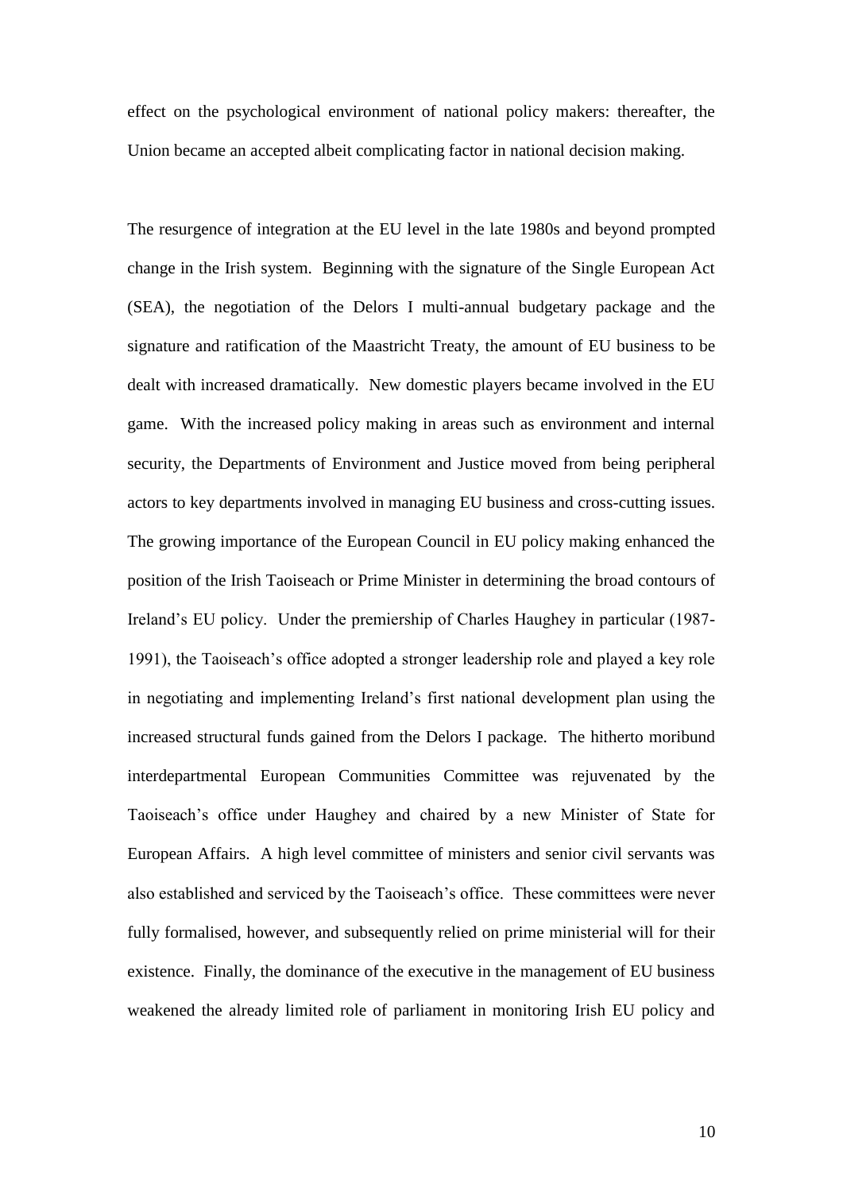effect on the psychological environment of national policy makers: thereafter, the Union became an accepted albeit complicating factor in national decision making.

The resurgence of integration at the EU level in the late 1980s and beyond prompted change in the Irish system. Beginning with the signature of the Single European Act (SEA), the negotiation of the Delors I multi-annual budgetary package and the signature and ratification of the Maastricht Treaty, the amount of EU business to be dealt with increased dramatically. New domestic players became involved in the EU game. With the increased policy making in areas such as environment and internal security, the Departments of Environment and Justice moved from being peripheral actors to key departments involved in managing EU business and cross-cutting issues. The growing importance of the European Council in EU policy making enhanced the position of the Irish Taoiseach or Prime Minister in determining the broad contours of Ireland's EU policy. Under the premiership of Charles Haughey in particular (1987-1991), the Taoiseach's office adopted a stronger leadership role and played a key role in negotiating and implementing Ireland's first national development plan using the increased structural funds gained from the Delors I package. The hitherto moribund interdepartmental European Communities Committee was rejuvenated by the Taoiseach's office under Haughey and chaired by a new Minister of State for European Affairs. A high level committee of ministers and senior civil servants was also established and serviced by the Taoiseach's office. These committees were never fully formalised, however, and subsequently relied on prime ministerial will for their existence. Finally, the dominance of the executive in the management of EU business weakened the already limited role of parliament in monitoring Irish EU policy and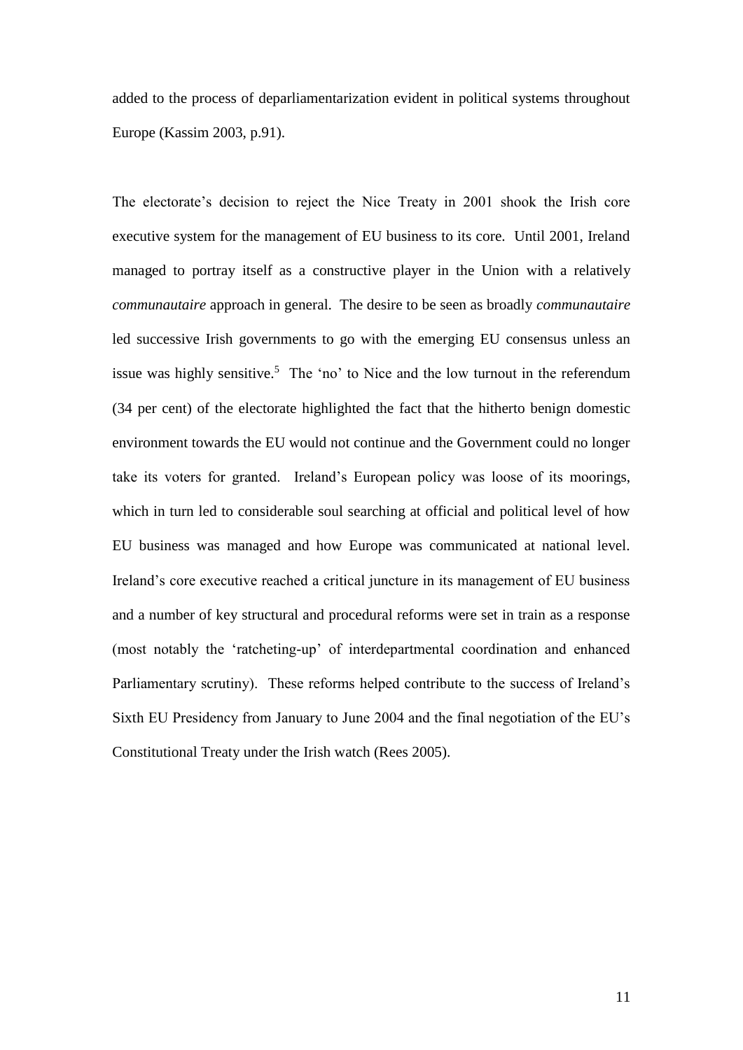added to the process of deparliamentarization evident in political systems throughout Europe (Kassim 2003, p.91).

The electorate's decision to reject the Nice Treaty in 2001 shook the Irish core executive system for the management of EU business to its core. Until 2001, Ireland managed to portray itself as a constructive player in the Union with a relatively *communautaire* approach in general. The desire to be seen as broadly *communautaire* led successive Irish governments to go with the emerging EU consensus unless an issue was highly sensitive.[5] The 'no' to Nice and the low turnout in the referendum (34 per cent) of the electorate highlighted the fact that the hitherto benign domestic environment towards the EU would not continue and the Government could no longer take its voters for granted. Ireland's European policy was loose of its moorings, which in turn led to considerable soul searching at official and political level of how EU business was managed and how Europe was communicated at national level. Ireland's core executive reached a critical juncture in its management of EU business and a number of key structural and procedural reforms were set in train as a response (most notably the 'ratcheting-up' of interdepartmental coordination and enhanced Parliamentary scrutiny). These reforms helped contribute to the success of Ireland's Sixth EU Presidency from January to June 2004 and the final negotiation of the EU's Constitutional Treaty under the Irish watch (Rees 2005).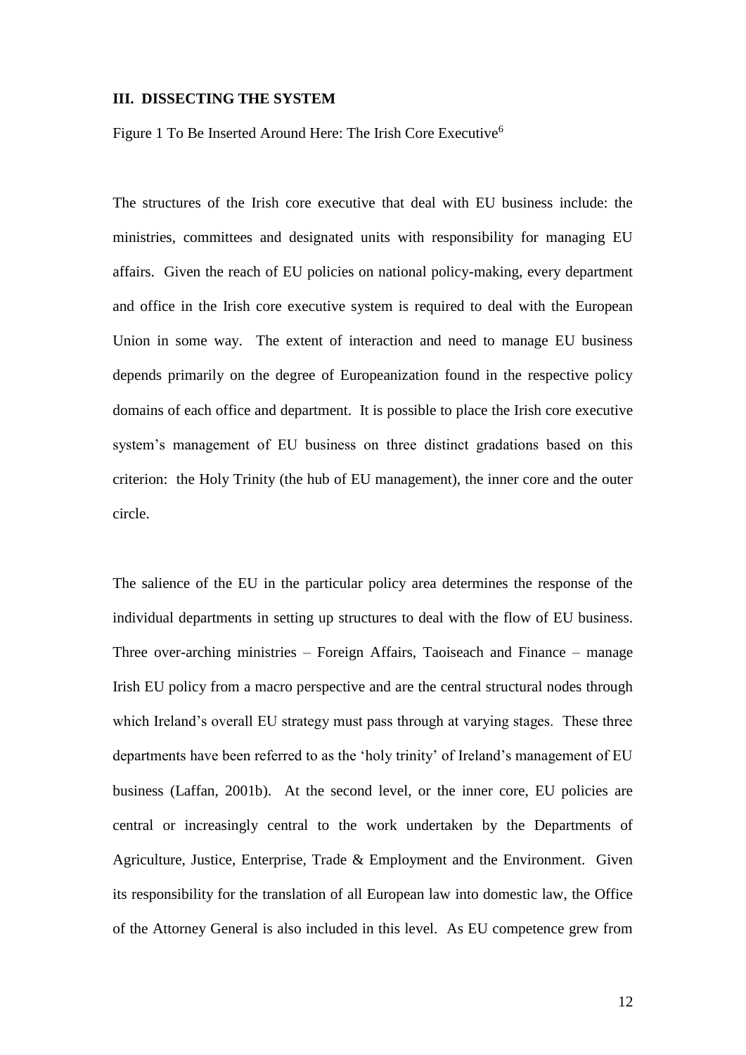## III. DISSECTING THE SYSTEM

Figure 1 To Be Inserted Around Here: The Irish Core Executive[6]

The structures of the Irish core executive that deal with EU business include: the ministries, committees and designated units with responsibility for managing EU affairs. Given the reach of EU policies on national policy-making, every department and office in the Irish core executive system is required to deal with the European Union in some way. The extent of interaction and need to manage EU business depends primarily on the degree of Europeanization found in the respective policy domains of each office and department. It is possible to place the Irish core executive system's management of EU business on three distinct gradations based on this criterion: the Holy Trinity (the hub of EU management), the inner core and the outer circle.

The salience of the EU in the particular policy area determines the response of the individual departments in setting up structures to deal with the flow of EU business. Three over-arching ministries – Foreign Affairs, Taoiseach and Finance – manage Irish EU policy from a macro perspective and are the central structural nodes through which Ireland's overall EU strategy must pass through at varying stages. These three departments have been referred to as the 'holy trinity' of Ireland's management of EU business (Laffan, 2001b). At the second level, or the inner core, EU policies are central or increasingly central to the work undertaken by the Departments of Agriculture, Justice, Enterprise, Trade & Employment and the Environment. Given its responsibility for the translation of all European law into domestic law, the Office of the Attorney General is also included in this level. As EU competence grew from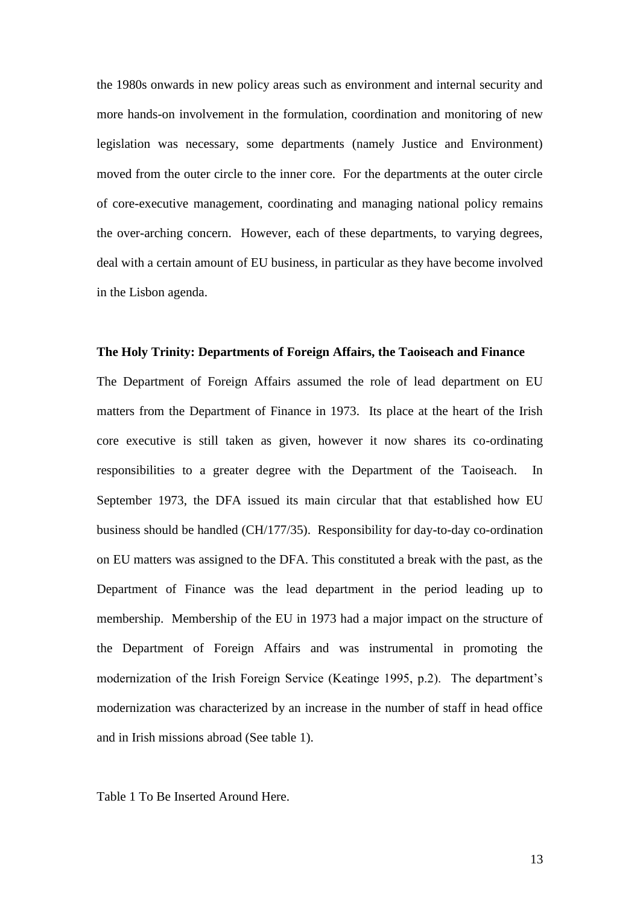the 1980s onwards in new policy areas such as environment and internal security and more hands-on involvement in the formulation, coordination and monitoring of new legislation was necessary, some departments (namely Justice and Environment) moved from the outer circle to the inner core. For the departments at the outer circle of core-executive management, coordinating and managing national policy remains the over-arching concern. However, each of these departments, to varying degrees, deal with a certain amount of EU business, in particular as they have become involved in the Lisbon agenda.

**The Holy Trinity: Departments of Foreign Affairs, the Taoiseach and Finance**

The Department of Foreign Affairs assumed the role of lead department on EU matters from the Department of Finance in 1973. Its place at the heart of the Irish core executive is still taken as given, however it now shares its co-ordinating responsibilities to a greater degree with the Department of the Taoiseach. In September 1973, the DFA issued its main circular that that established how EU business should be handled (CH/177/35). Responsibility for day-to-day co-ordination on EU matters was assigned to the DFA. This constituted a break with the past, as the Department of Finance was the lead department in the period leading up to membership. Membership of the EU in 1973 had a major impact on the structure of the Department of Foreign Affairs and was instrumental in promoting the modernization of the Irish Foreign Service (Keatinge 1995, p.2). The department's modernization was characterized by an increase in the number of staff in head office and in Irish missions abroad (See table 1).

Table 1 To Be Inserted Around Here.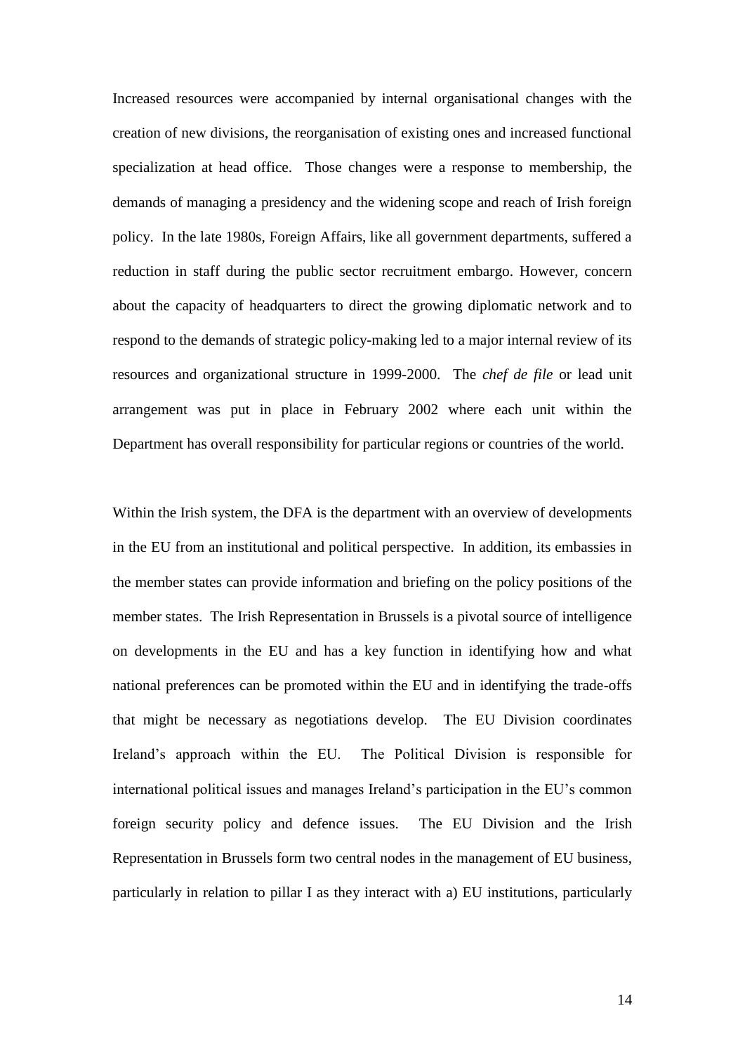Increased resources were accompanied by internal organisational changes with the creation of new divisions, the reorganisation of existing ones and increased functional specialization at head office. Those changes were a response to membership, the demands of managing a presidency and the widening scope and reach of Irish foreign policy. In the late 1980s, Foreign Affairs, like all government departments, suffered a reduction in staff during the public sector recruitment embargo. However, concern about the capacity of headquarters to direct the growing diplomatic network and to respond to the demands of strategic policy-making led to a major internal review of its resources and organizational structure in 1999-2000. The *chef de file* or lead unit arrangement was put in place in February 2002 where each unit within the Department has overall responsibility for particular regions or countries of the world.

Within the Irish system, the DFA is the department with an overview of developments in the EU from an institutional and political perspective. In addition, its embassies in the member states can provide information and briefing on the policy positions of the member states. The Irish Representation in Brussels is a pivotal source of intelligence on developments in the EU and has a key function in identifying how and what national preferences can be promoted within the EU and in identifying the trade-offs that might be necessary as negotiations develop. The EU Division coordinates Ireland's approach within the EU. The Political Division is responsible for international political issues and manages Ireland's participation in the EU's common foreign security policy and defence issues. The EU Division and the Irish Representation in Brussels form two central nodes in the management of EU business, particularly in relation to pillar I as they interact with a) EU institutions, particularly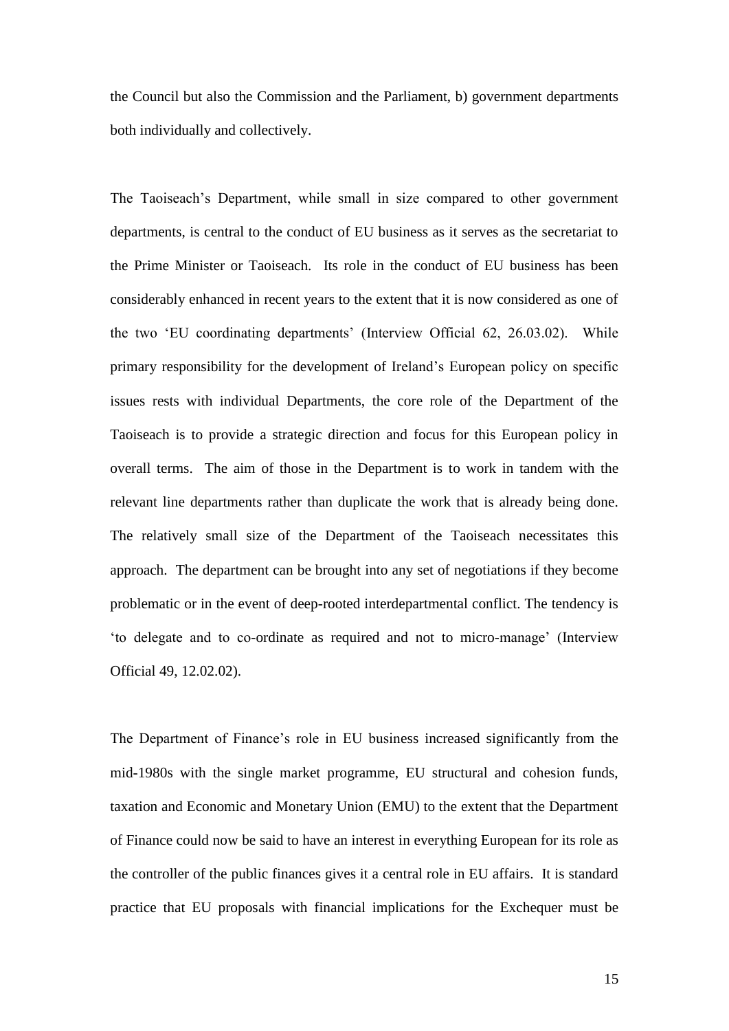the Council but also the Commission and the Parliament, b) government departments both individually and collectively.

The Taoiseach's Department, while small in size compared to other government departments, is central to the conduct of EU business as it serves as the secretariat to the Prime Minister or Taoiseach. Its role in the conduct of EU business has been considerably enhanced in recent years to the extent that it is now considered as one of the two 'EU coordinating departments' (Interview Official 62, 26.03.02). While primary responsibility for the development of Ireland's European policy on specific issues rests with individual Departments, the core role of the Department of the Taoiseach is to provide a strategic direction and focus for this European policy in overall terms. The aim of those in the Department is to work in tandem with the relevant line departments rather than duplicate the work that is already being done. The relatively small size of the Department of the Taoiseach necessitates this approach. The department can be brought into any set of negotiations if they become problematic or in the event of deep-rooted interdepartmental conflict. The tendency is 'to delegate and to co-ordinate as required and not to micro-manage' (Interview Official 49, 12.02.02).

The Department of Finance's role in EU business increased significantly from the mid-1980s with the single market programme, EU structural and cohesion funds, taxation and Economic and Monetary Union (EMU) to the extent that the Department of Finance could now be said to have an interest in everything European for its role as the controller of the public finances gives it a central role in EU affairs. It is standard practice that EU proposals with financial implications for the Exchequer must be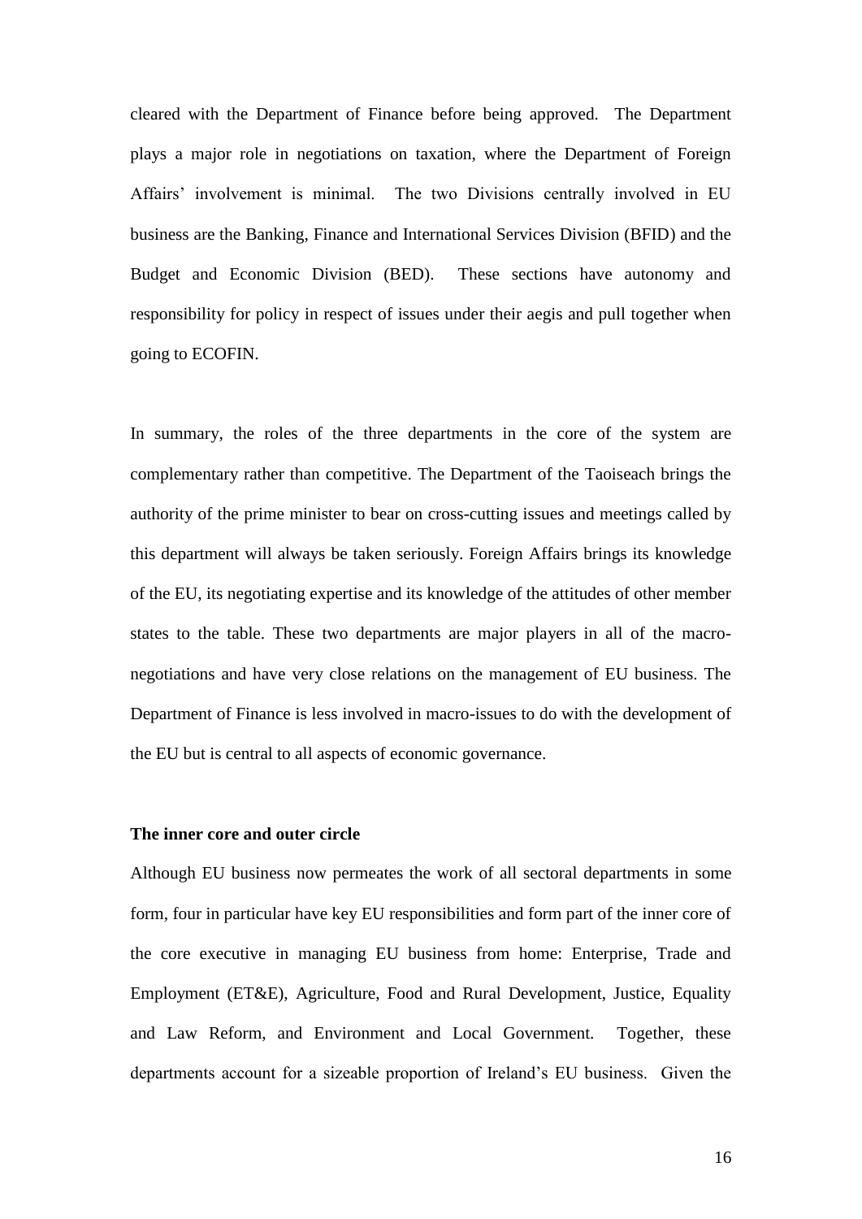cleared with the Department of Finance before being approved. The Department plays a major role in negotiations on taxation, where the Department of Foreign Affairs' involvement is minimal. The two Divisions centrally involved in EU business are the Banking, Finance and International Services Division (BFID) and the Budget and Economic Division (BED). These sections have autonomy and responsibility for policy in respect of issues under their aegis and pull together when going to ECOFIN.

In summary, the roles of the three departments in the core of the system are complementary rather than competitive. The Department of the Taoiseach brings the authority of the prime minister to bear on cross-cutting issues and meetings called by this department will always be taken seriously. Foreign Affairs brings its knowledge of the EU, its negotiating expertise and its knowledge of the attitudes of other member states to the table. These two departments are major players in all of the macro-negotiations and have very close relations on the management of EU business. The Department of Finance is less involved in macro-issues to do with the development of the EU but is central to all aspects of economic governance.

**The inner core and outer circle**

Although EU business now permeates the work of all sectoral departments in some form, four in particular have key EU responsibilities and form part of the inner core of the core executive in managing EU business from home: Enterprise, Trade and Employment (ET&E), Agriculture, Food and Rural Development, Justice, Equality and Law Reform, and Environment and Local Government. Together, these departments account for a sizeable proportion of Ireland's EU business. Given the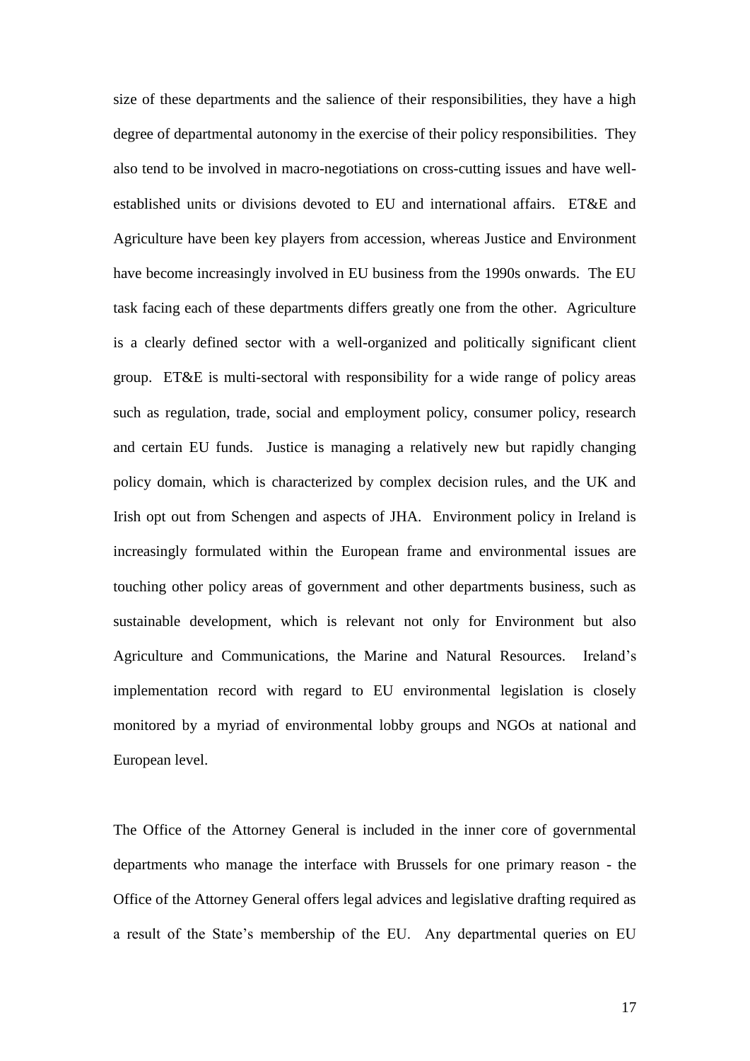size of these departments and the salience of their responsibilities, they have a high degree of departmental autonomy in the exercise of their policy responsibilities. They also tend to be involved in macro-negotiations on cross-cutting issues and have well-established units or divisions devoted to EU and international affairs. ET&E and Agriculture have been key players from accession, whereas Justice and Environment have become increasingly involved in EU business from the 1990s onwards. The EU task facing each of these departments differs greatly one from the other. Agriculture is a clearly defined sector with a well-organized and politically significant client group. ET&E is multi-sectoral with responsibility for a wide range of policy areas such as regulation, trade, social and employment policy, consumer policy, research and certain EU funds. Justice is managing a relatively new but rapidly changing policy domain, which is characterized by complex decision rules, and the UK and Irish opt out from Schengen and aspects of JHA. Environment policy in Ireland is increasingly formulated within the European frame and environmental issues are touching other policy areas of government and other departments business, such as sustainable development, which is relevant not only for Environment but also Agriculture and Communications, the Marine and Natural Resources. Ireland's implementation record with regard to EU environmental legislation is closely monitored by a myriad of environmental lobby groups and NGOs at national and European level.

The Office of the Attorney General is included in the inner core of governmental departments who manage the interface with Brussels for one primary reason - the Office of the Attorney General offers legal advices and legislative drafting required as a result of the State's membership of the EU. Any departmental queries on EU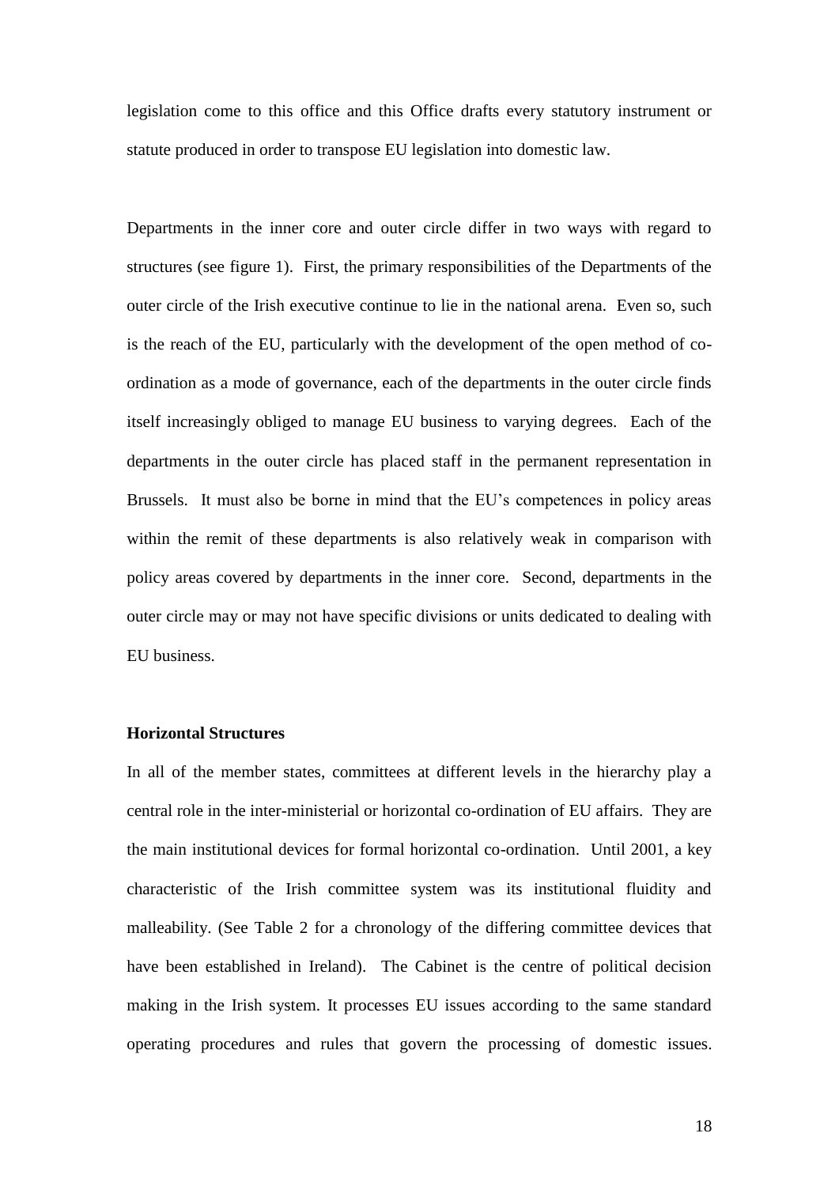legislation come to this office and this Office drafts every statutory instrument or statute produced in order to transpose EU legislation into domestic law.

Departments in the inner core and outer circle differ in two ways with regard to structures (see figure 1). First, the primary responsibilities of the Departments of the outer circle of the Irish executive continue to lie in the national arena. Even so, such is the reach of the EU, particularly with the development of the open method of co-ordination as a mode of governance, each of the departments in the outer circle finds itself increasingly obliged to manage EU business to varying degrees. Each of the departments in the outer circle has placed staff in the permanent representation in Brussels. It must also be borne in mind that the EU's competences in policy areas within the remit of these departments is also relatively weak in comparison with policy areas covered by departments in the inner core. Second, departments in the outer circle may or may not have specific divisions or units dedicated to dealing with EU business.

**Horizontal Structures**

In all of the member states, committees at different levels in the hierarchy play a central role in the inter-ministerial or horizontal co-ordination of EU affairs. They are the main institutional devices for formal horizontal co-ordination. Until 2001, a key characteristic of the Irish committee system was its institutional fluidity and malleability. (See Table 2 for a chronology of the differing committee devices that have been established in Ireland). The Cabinet is the centre of political decision making in the Irish system. It processes EU issues according to the same standard operating procedures and rules that govern the processing of domestic issues.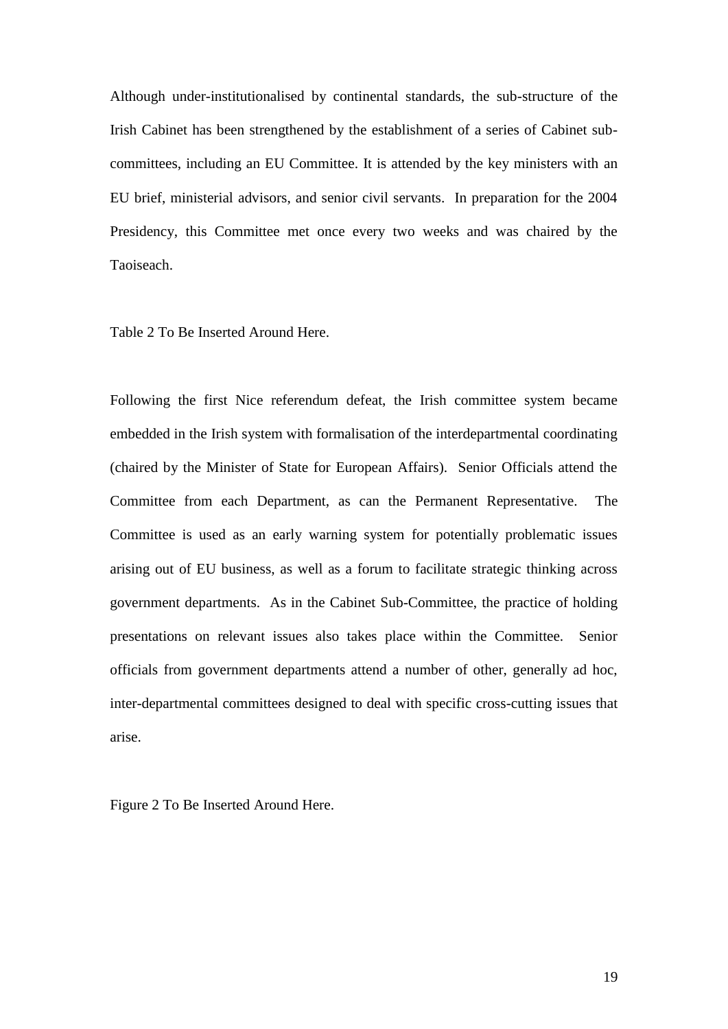Although under-institutionalised by continental standards, the sub-structure of the Irish Cabinet has been strengthened by the establishment of a series of Cabinet sub-committees, including an EU Committee. It is attended by the key ministers with an EU brief, ministerial advisors, and senior civil servants. In preparation for the 2004 Presidency, this Committee met once every two weeks and was chaired by the Taoiseach.

Table 2 To Be Inserted Around Here.

Following the first Nice referendum defeat, the Irish committee system became embedded in the Irish system with formalisation of the interdepartmental coordinating (chaired by the Minister of State for European Affairs). Senior Officials attend the Committee from each Department, as can the Permanent Representative. The Committee is used as an early warning system for potentially problematic issues arising out of EU business, as well as a forum to facilitate strategic thinking across government departments. As in the Cabinet Sub-Committee, the practice of holding presentations on relevant issues also takes place within the Committee. Senior officials from government departments attend a number of other, generally ad hoc, inter-departmental committees designed to deal with specific cross-cutting issues that arise.

Figure 2 To Be Inserted Around Here.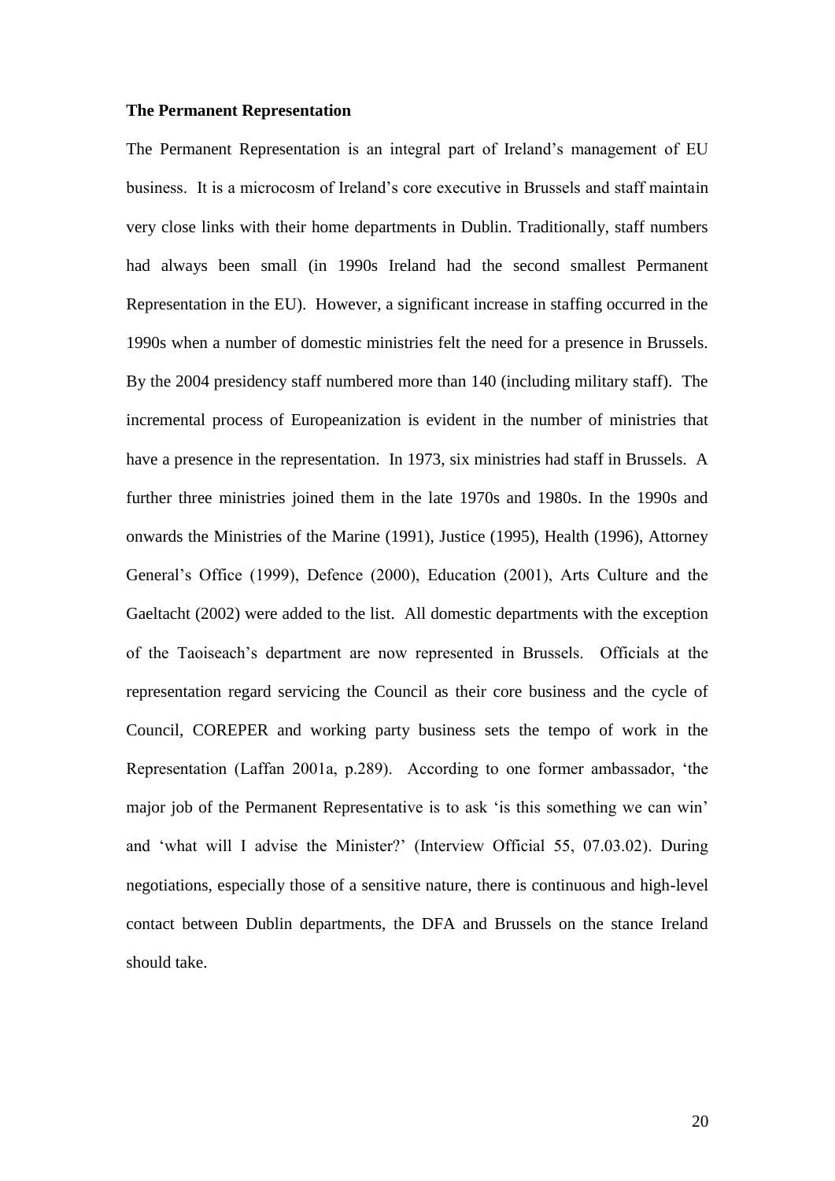**The Permanent Representation**

The Permanent Representation is an integral part of Ireland's management of EU business. It is a microcosm of Ireland's core executive in Brussels and staff maintain very close links with their home departments in Dublin. Traditionally, staff numbers had always been small (in 1990s Ireland had the second smallest Permanent Representation in the EU). However, a significant increase in staffing occurred in the 1990s when a number of domestic ministries felt the need for a presence in Brussels. By the 2004 presidency staff numbered more than 140 (including military staff). The incremental process of Europeanization is evident in the number of ministries that have a presence in the representation. In 1973, six ministries had staff in Brussels. A further three ministries joined them in the late 1970s and 1980s. In the 1990s and onwards the Ministries of the Marine (1991), Justice (1995), Health (1996), Attorney General's Office (1999), Defence (2000), Education (2001), Arts Culture and the Gaeltacht (2002) were added to the list. All domestic departments with the exception of the Taoiseach's department are now represented in Brussels. Officials at the representation regard servicing the Council as their core business and the cycle of Council, COREPER and working party business sets the tempo of work in the Representation (Laffan 2001a, p.289). According to one former ambassador, 'the major job of the Permanent Representative is to ask 'is this something we can win' and 'what will I advise the Minister?' (Interview Official 55, 07.03.02). During negotiations, especially those of a sensitive nature, there is continuous and high-level contact between Dublin departments, the DFA and Brussels on the stance Ireland should take.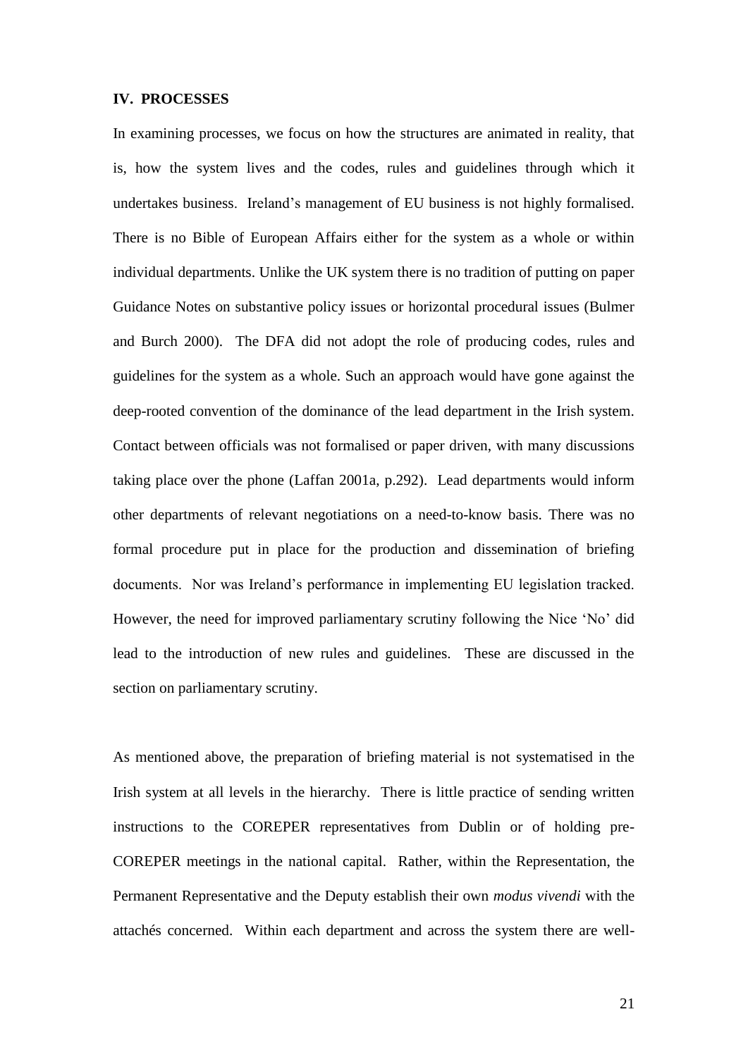## IV. PROCESSES

In examining processes, we focus on how the structures are animated in reality, that is, how the system lives and the codes, rules and guidelines through which it undertakes business. Ireland's management of EU business is not highly formalised. There is no Bible of European Affairs either for the system as a whole or within individual departments. Unlike the UK system there is no tradition of putting on paper Guidance Notes on substantive policy issues or horizontal procedural issues (Bulmer and Burch 2000). The DFA did not adopt the role of producing codes, rules and guidelines for the system as a whole. Such an approach would have gone against the deep-rooted convention of the dominance of the lead department in the Irish system. Contact between officials was not formalised or paper driven, with many discussions taking place over the phone (Laffan 2001a, p.292). Lead departments would inform other departments of relevant negotiations on a need-to-know basis. There was no formal procedure put in place for the production and dissemination of briefing documents. Nor was Ireland's performance in implementing EU legislation tracked. However, the need for improved parliamentary scrutiny following the Nice 'No' did lead to the introduction of new rules and guidelines. These are discussed in the section on parliamentary scrutiny.

As mentioned above, the preparation of briefing material is not systematised in the Irish system at all levels in the hierarchy. There is little practice of sending written instructions to the COREPER representatives from Dublin or of holding pre-COREPER meetings in the national capital. Rather, within the Representation, the Permanent Representative and the Deputy establish their own *modus vivendi* with the attachés concerned. Within each department and across the system there are well-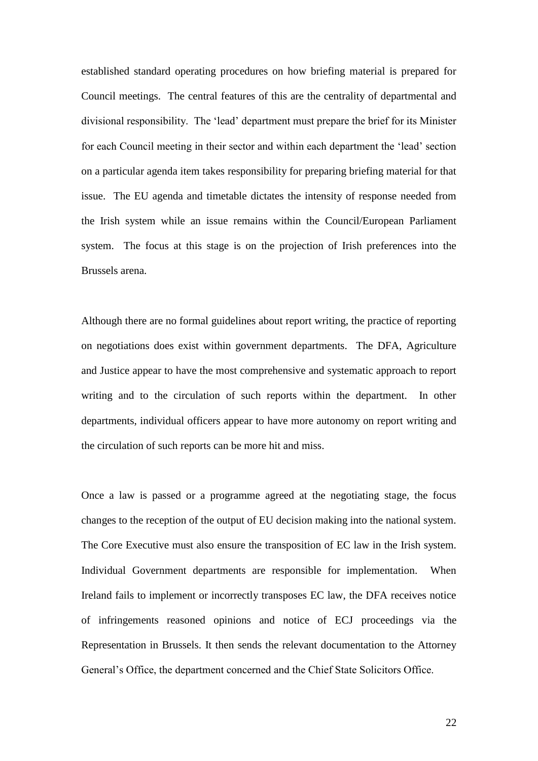established standard operating procedures on how briefing material is prepared for Council meetings. The central features of this are the centrality of departmental and divisional responsibility. The 'lead' department must prepare the brief for its Minister for each Council meeting in their sector and within each department the 'lead' section on a particular agenda item takes responsibility for preparing briefing material for that issue. The EU agenda and timetable dictates the intensity of response needed from the Irish system while an issue remains within the Council/European Parliament system. The focus at this stage is on the projection of Irish preferences into the Brussels arena.

Although there are no formal guidelines about report writing, the practice of reporting on negotiations does exist within government departments. The DFA, Agriculture and Justice appear to have the most comprehensive and systematic approach to report writing and to the circulation of such reports within the department. In other departments, individual officers appear to have more autonomy on report writing and the circulation of such reports can be more hit and miss.

Once a law is passed or a programme agreed at the negotiating stage, the focus changes to the reception of the output of EU decision making into the national system. The Core Executive must also ensure the transposition of EC law in the Irish system. Individual Government departments are responsible for implementation. When Ireland fails to implement or incorrectly transposes EC law, the DFA receives notice of infringements reasoned opinions and notice of ECJ proceedings via the Representation in Brussels. It then sends the relevant documentation to the Attorney General's Office, the department concerned and the Chief State Solicitors Office.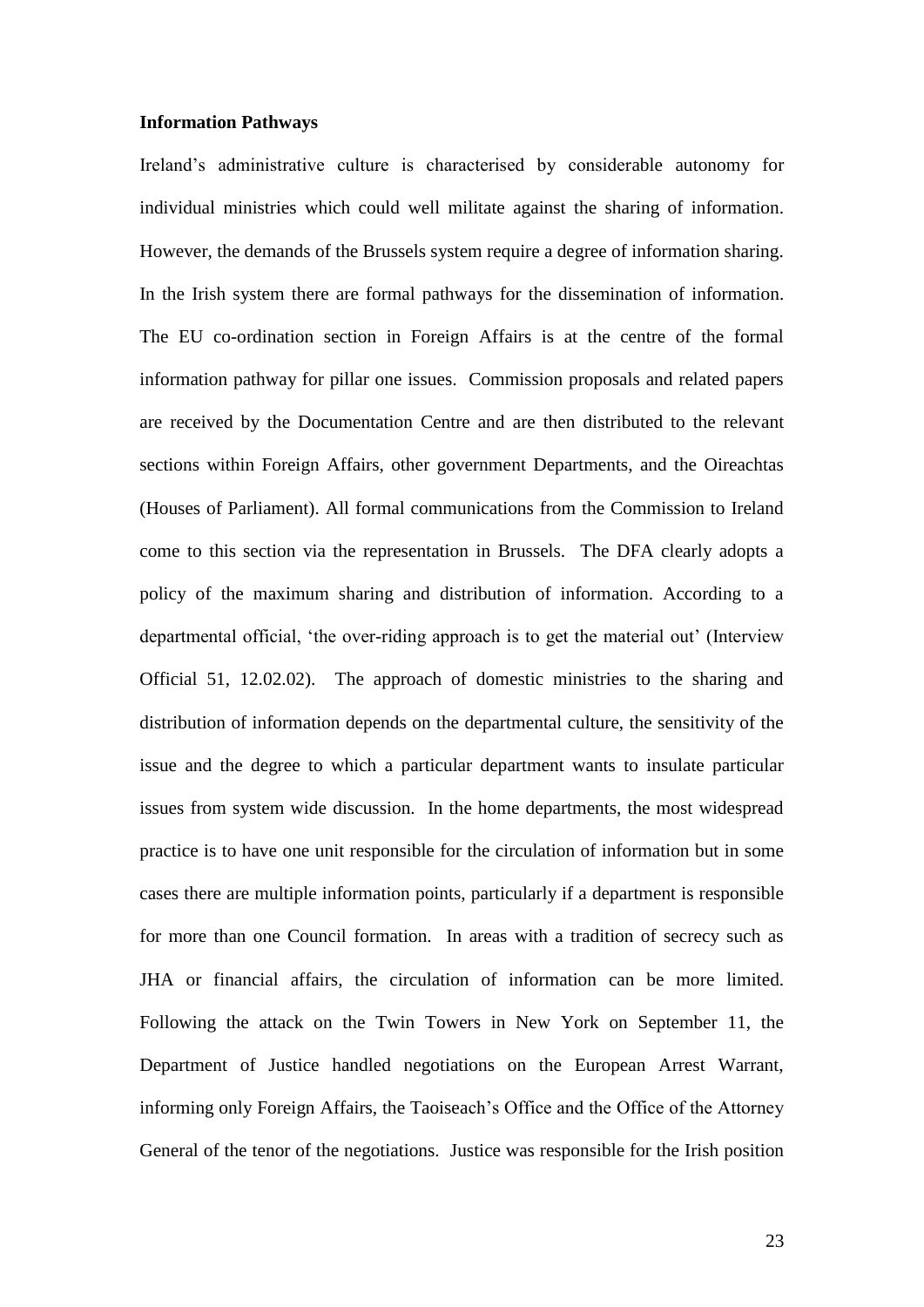**Information Pathways**

Ireland's administrative culture is characterised by considerable autonomy for individual ministries which could well militate against the sharing of information. However, the demands of the Brussels system require a degree of information sharing. In the Irish system there are formal pathways for the dissemination of information. The EU co-ordination section in Foreign Affairs is at the centre of the formal information pathway for pillar one issues. Commission proposals and related papers are received by the Documentation Centre and are then distributed to the relevant sections within Foreign Affairs, other government Departments, and the Oireachtas (Houses of Parliament). All formal communications from the Commission to Ireland come to this section via the representation in Brussels. The DFA clearly adopts a policy of the maximum sharing and distribution of information. According to a departmental official, 'the over-riding approach is to get the material out' (Interview Official 51, 12.02.02). The approach of domestic ministries to the sharing and distribution of information depends on the departmental culture, the sensitivity of the issue and the degree to which a particular department wants to insulate particular issues from system wide discussion. In the home departments, the most widespread practice is to have one unit responsible for the circulation of information but in some cases there are multiple information points, particularly if a department is responsible for more than one Council formation. In areas with a tradition of secrecy such as JHA or financial affairs, the circulation of information can be more limited. Following the attack on the Twin Towers in New York on September 11, the Department of Justice handled negotiations on the European Arrest Warrant, informing only Foreign Affairs, the Taoiseach's Office and the Office of the Attorney General of the tenor of the negotiations. Justice was responsible for the Irish position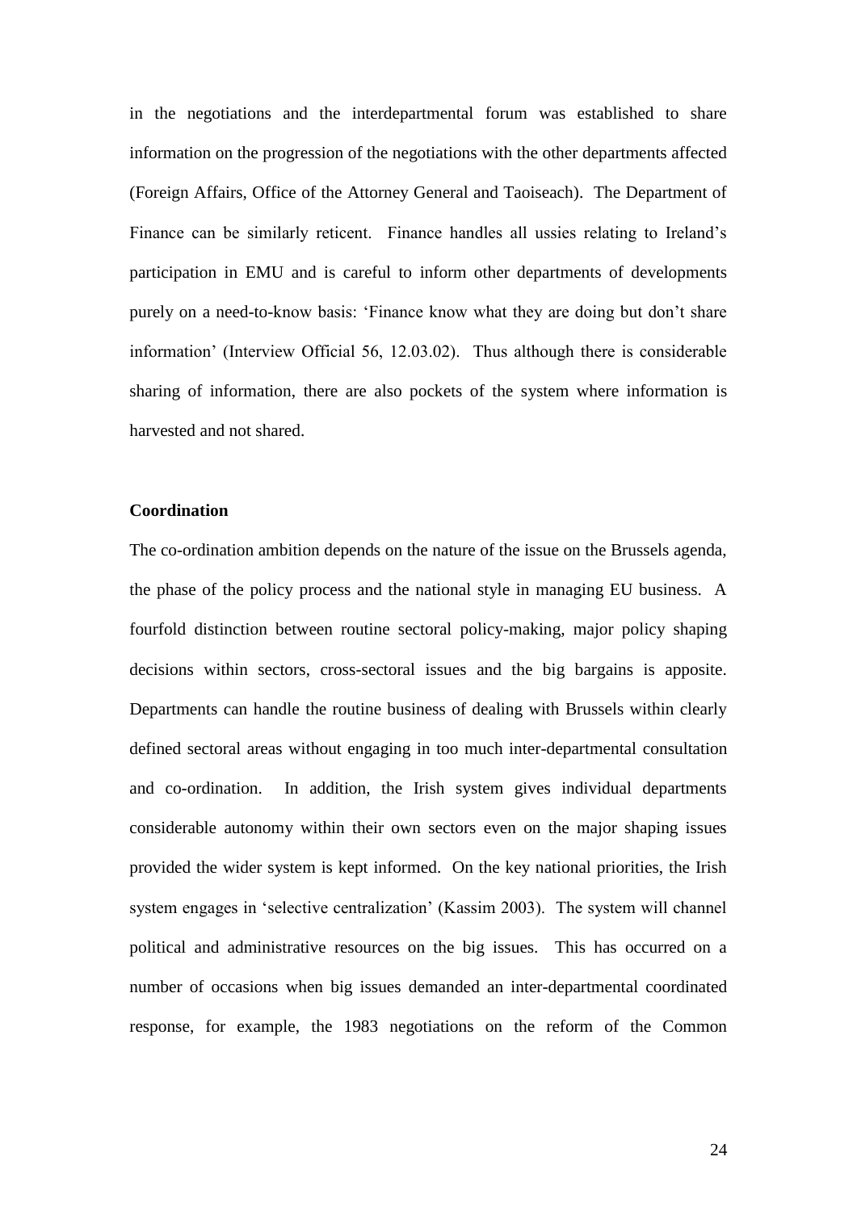in the negotiations and the interdepartmental forum was established to share information on the progression of the negotiations with the other departments affected (Foreign Affairs, Office of the Attorney General and Taoiseach). The Department of Finance can be similarly reticent. Finance handles all ussies relating to Ireland's participation in EMU and is careful to inform other departments of developments purely on a need-to-know basis: 'Finance know what they are doing but don't share information' (Interview Official 56, 12.03.02). Thus although there is considerable sharing of information, there are also pockets of the system where information is harvested and not shared.

**Coordination**

The co-ordination ambition depends on the nature of the issue on the Brussels agenda, the phase of the policy process and the national style in managing EU business. A fourfold distinction between routine sectoral policy-making, major policy shaping decisions within sectors, cross-sectoral issues and the big bargains is apposite. Departments can handle the routine business of dealing with Brussels within clearly defined sectoral areas without engaging in too much inter-departmental consultation and co-ordination. In addition, the Irish system gives individual departments considerable autonomy within their own sectors even on the major shaping issues provided the wider system is kept informed. On the key national priorities, the Irish system engages in 'selective centralization' (Kassim 2003). The system will channel political and administrative resources on the big issues. This has occurred on a number of occasions when big issues demanded an inter-departmental coordinated response, for example, the 1983 negotiations on the reform of the Common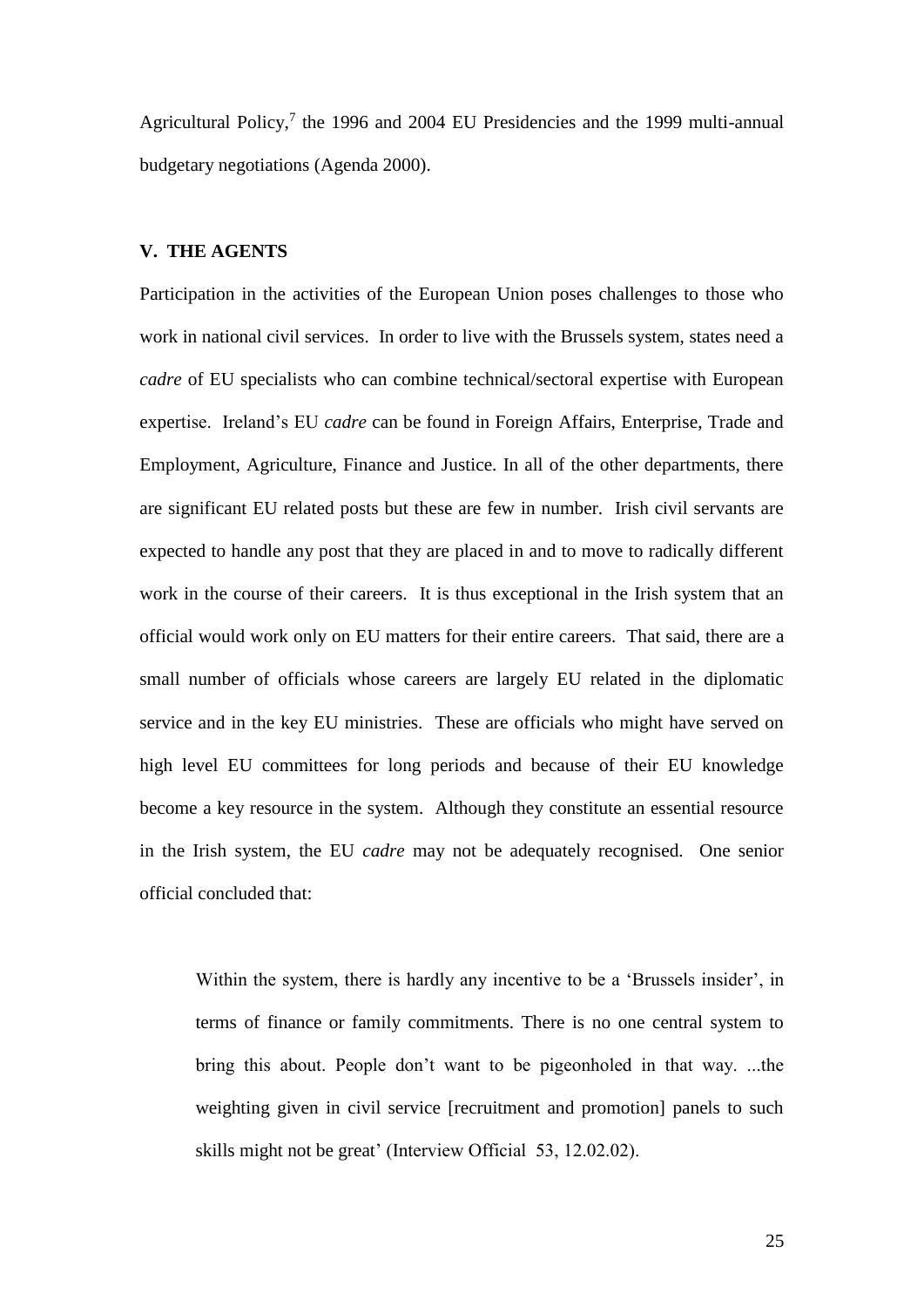Agricultural Policy,[7] the 1996 and 2004 EU Presidencies and the 1999 multi-annual budgetary negotiations (Agenda 2000).

## V. THE AGENTS

Participation in the activities of the European Union poses challenges to those who work in national civil services. In order to live with the Brussels system, states need a *cadre* of EU specialists who can combine technical/sectoral expertise with European expertise. Ireland's EU *cadre* can be found in Foreign Affairs, Enterprise, Trade and Employment, Agriculture, Finance and Justice. In all of the other departments, there are significant EU related posts but these are few in number. Irish civil servants are expected to handle any post that they are placed in and to move to radically different work in the course of their careers. It is thus exceptional in the Irish system that an official would work only on EU matters for their entire careers. That said, there are a small number of officials whose careers are largely EU related in the diplomatic service and in the key EU ministries. These are officials who might have served on high level EU committees for long periods and because of their EU knowledge become a key resource in the system. Although they constitute an essential resource in the Irish system, the EU *cadre* may not be adequately recognised. One senior official concluded that:

> Within the system, there is hardly any incentive to be a 'Brussels insider', in terms of finance or family commitments. There is no one central system to bring this about. People don't want to be pigeonholed in that way. ...the weighting given in civil service [recruitment and promotion] panels to such skills might not be great' (Interview Official 53, 12.02.02).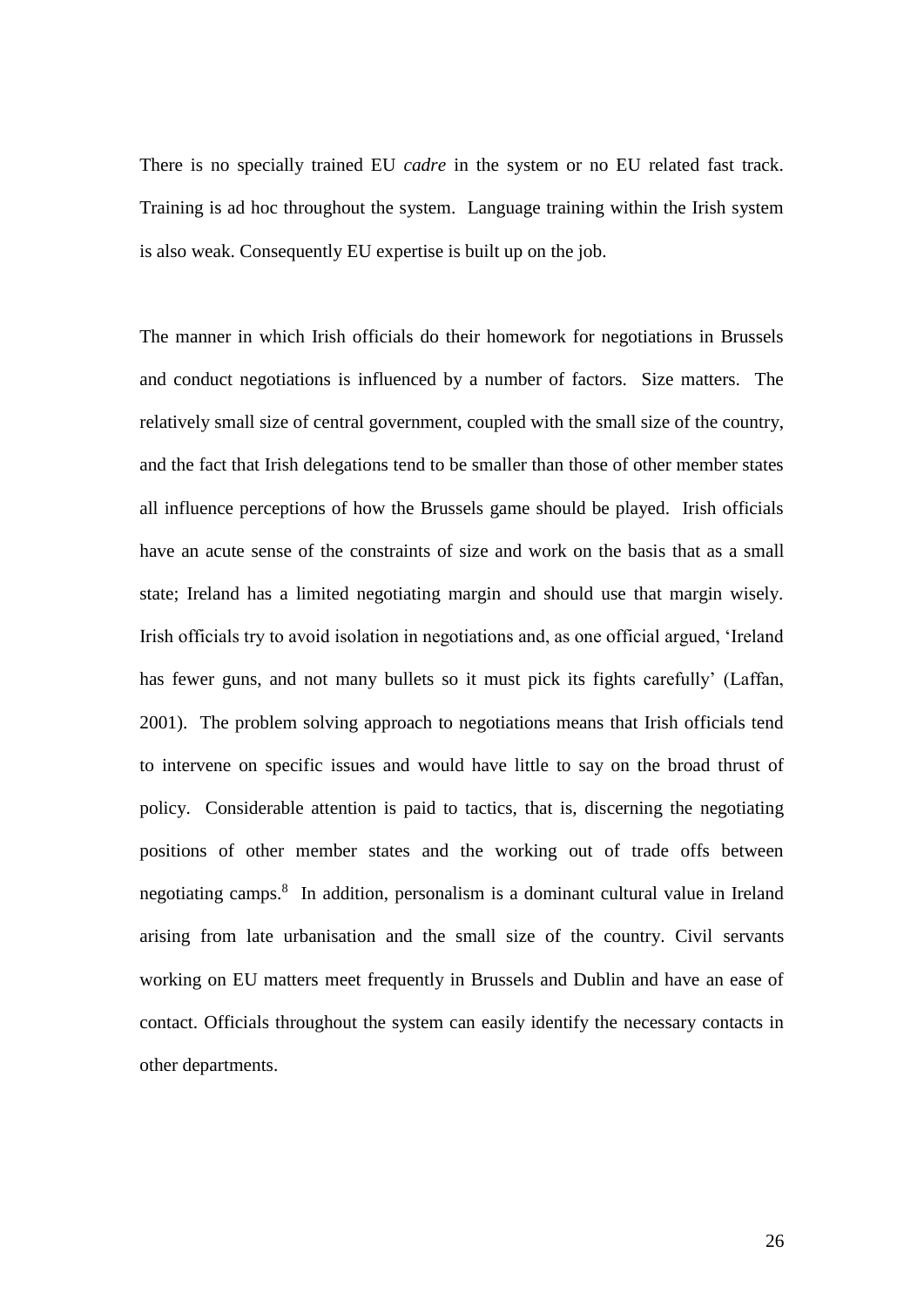There is no specially trained EU *cadre* in the system or no EU related fast track. Training is ad hoc throughout the system. Language training within the Irish system is also weak. Consequently EU expertise is built up on the job.

The manner in which Irish officials do their homework for negotiations in Brussels and conduct negotiations is influenced by a number of factors. Size matters. The relatively small size of central government, coupled with the small size of the country, and the fact that Irish delegations tend to be smaller than those of other member states all influence perceptions of how the Brussels game should be played. Irish officials have an acute sense of the constraints of size and work on the basis that as a small state; Ireland has a limited negotiating margin and should use that margin wisely. Irish officials try to avoid isolation in negotiations and, as one official argued, 'Ireland has fewer guns, and not many bullets so it must pick its fights carefully' (Laffan, 2001). The problem solving approach to negotiations means that Irish officials tend to intervene on specific issues and would have little to say on the broad thrust of policy. Considerable attention is paid to tactics, that is, discerning the negotiating positions of other member states and the working out of trade offs between negotiating camps.[8] In addition, personalism is a dominant cultural value in Ireland arising from late urbanisation and the small size of the country. Civil servants working on EU matters meet frequently in Brussels and Dublin and have an ease of contact. Officials throughout the system can easily identify the necessary contacts in other departments.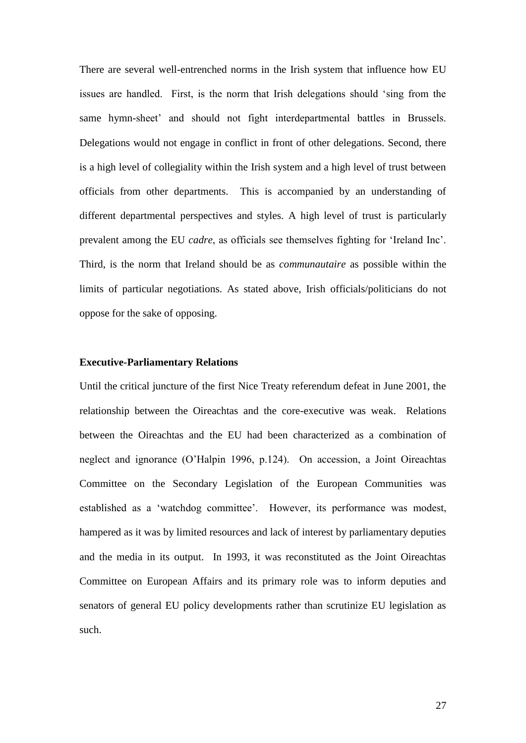There are several well-entrenched norms in the Irish system that influence how EU issues are handled. First, is the norm that Irish delegations should 'sing from the same hymn-sheet' and should not fight interdepartmental battles in Brussels. Delegations would not engage in conflict in front of other delegations. Second, there is a high level of collegiality within the Irish system and a high level of trust between officials from other departments. This is accompanied by an understanding of different departmental perspectives and styles. A high level of trust is particularly prevalent among the EU *cadre*, as officials see themselves fighting for 'Ireland Inc'. Third, is the norm that Ireland should be as *communautaire* as possible within the limits of particular negotiations. As stated above, Irish officials/politicians do not oppose for the sake of opposing.

**Executive-Parliamentary Relations**

Until the critical juncture of the first Nice Treaty referendum defeat in June 2001, the relationship between the Oireachtas and the core-executive was weak. Relations between the Oireachtas and the EU had been characterized as a combination of neglect and ignorance (O'Halpin 1996, p.124). On accession, a Joint Oireachtas Committee on the Secondary Legislation of the European Communities was established as a 'watchdog committee'. However, its performance was modest, hampered as it was by limited resources and lack of interest by parliamentary deputies and the media in its output. In 1993, it was reconstituted as the Joint Oireachtas Committee on European Affairs and its primary role was to inform deputies and senators of general EU policy developments rather than scrutinize EU legislation as such.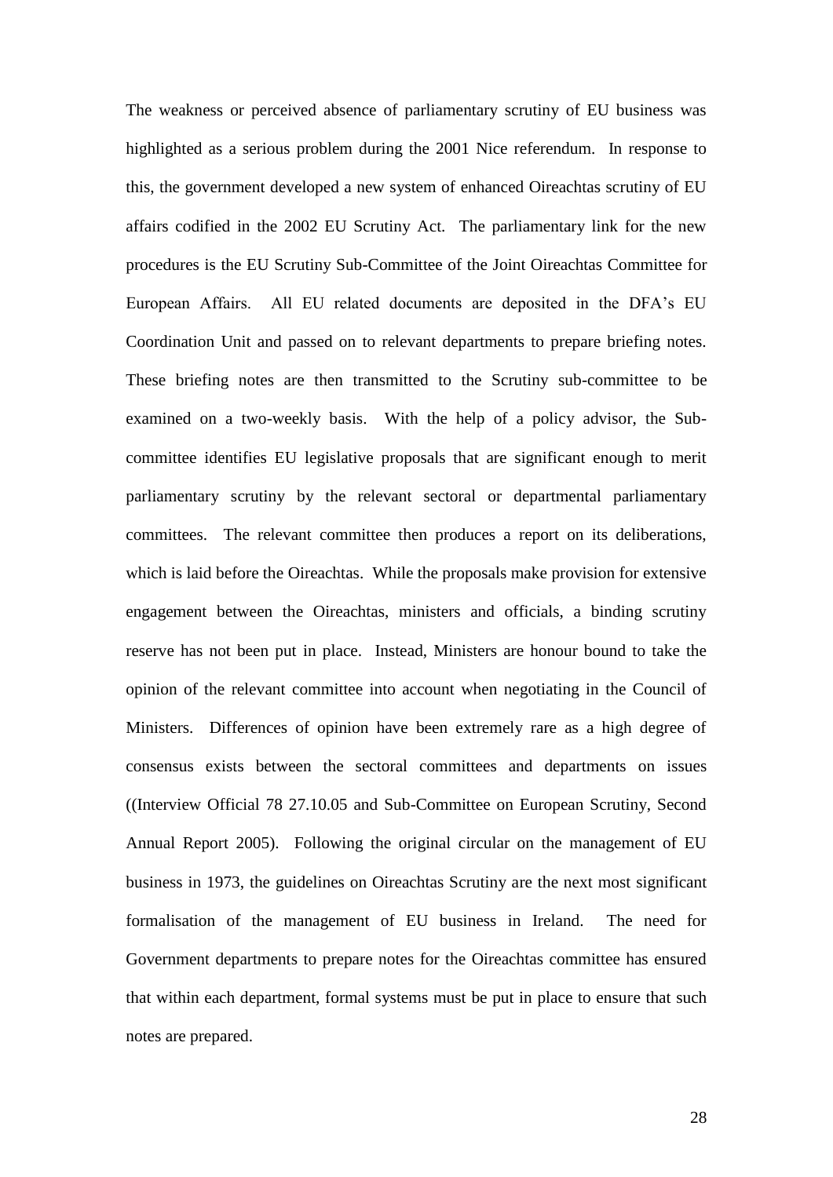The weakness or perceived absence of parliamentary scrutiny of EU business was highlighted as a serious problem during the 2001 Nice referendum. In response to this, the government developed a new system of enhanced Oireachtas scrutiny of EU affairs codified in the 2002 EU Scrutiny Act. The parliamentary link for the new procedures is the EU Scrutiny Sub-Committee of the Joint Oireachtas Committee for European Affairs. All EU related documents are deposited in the DFA's EU Coordination Unit and passed on to relevant departments to prepare briefing notes. These briefing notes are then transmitted to the Scrutiny sub-committee to be examined on a two-weekly basis. With the help of a policy advisor, the Sub-committee identifies EU legislative proposals that are significant enough to merit parliamentary scrutiny by the relevant sectoral or departmental parliamentary committees. The relevant committee then produces a report on its deliberations, which is laid before the Oireachtas. While the proposals make provision for extensive engagement between the Oireachtas, ministers and officials, a binding scrutiny reserve has not been put in place. Instead, Ministers are honour bound to take the opinion of the relevant committee into account when negotiating in the Council of Ministers. Differences of opinion have been extremely rare as a high degree of consensus exists between the sectoral committees and departments on issues ((Interview Official 78 27.10.05 and Sub-Committee on European Scrutiny, Second Annual Report 2005). Following the original circular on the management of EU business in 1973, the guidelines on Oireachtas Scrutiny are the next most significant formalisation of the management of EU business in Ireland. The need for Government departments to prepare notes for the Oireachtas committee has ensured that within each department, formal systems must be put in place to ensure that such notes are prepared.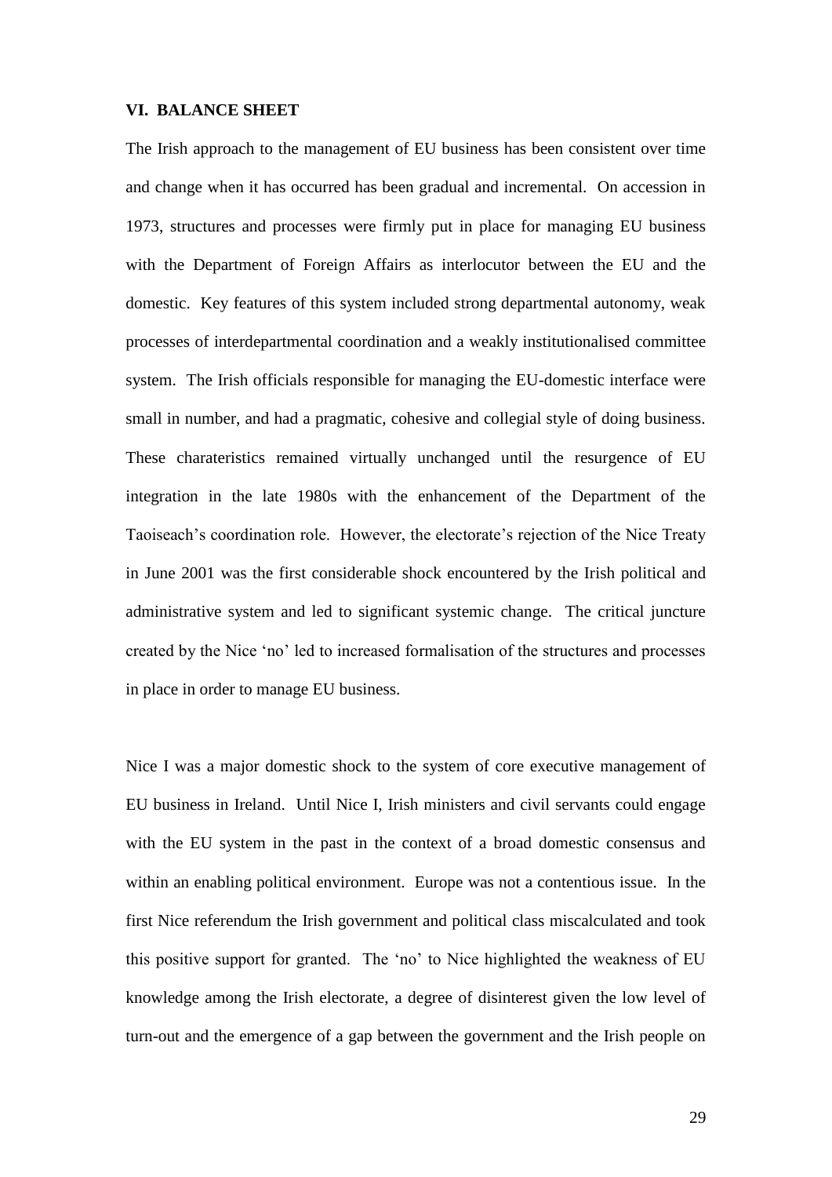## VI. BALANCE SHEET

The Irish approach to the management of EU business has been consistent over time and change when it has occurred has been gradual and incremental. On accession in 1973, structures and processes were firmly put in place for managing EU business with the Department of Foreign Affairs as interlocutor between the EU and the domestic. Key features of this system included strong departmental autonomy, weak processes of interdepartmental coordination and a weakly institutionalised committee system. The Irish officials responsible for managing the EU-domestic interface were small in number, and had a pragmatic, cohesive and collegial style of doing business. These charateristics remained virtually unchanged until the resurgence of EU integration in the late 1980s with the enhancement of the Department of the Taoiseach's coordination role. However, the electorate's rejection of the Nice Treaty in June 2001 was the first considerable shock encountered by the Irish political and administrative system and led to significant systemic change. The critical juncture created by the Nice 'no' led to increased formalisation of the structures and processes in place in order to manage EU business.

Nice I was a major domestic shock to the system of core executive management of EU business in Ireland. Until Nice I, Irish ministers and civil servants could engage with the EU system in the past in the context of a broad domestic consensus and within an enabling political environment. Europe was not a contentious issue. In the first Nice referendum the Irish government and political class miscalculated and took this positive support for granted. The 'no' to Nice highlighted the weakness of EU knowledge among the Irish electorate, a degree of disinterest given the low level of turn-out and the emergence of a gap between the government and the Irish people on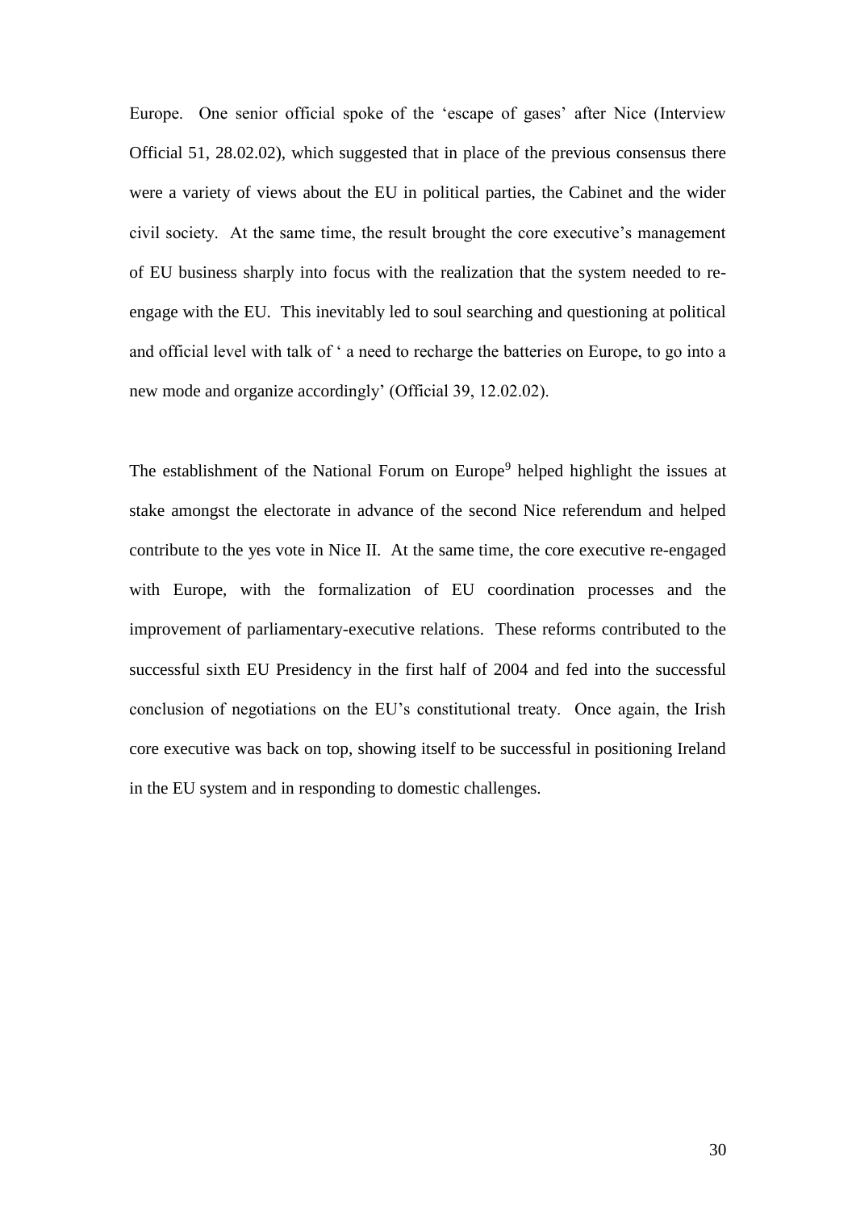Europe. One senior official spoke of the 'escape of gases' after Nice (Interview Official 51, 28.02.02), which suggested that in place of the previous consensus there were a variety of views about the EU in political parties, the Cabinet and the wider civil society. At the same time, the result brought the core executive's management of EU business sharply into focus with the realization that the system needed to re-engage with the EU. This inevitably led to soul searching and questioning at political and official level with talk of ' a need to recharge the batteries on Europe, to go into a new mode and organize accordingly' (Official 39, 12.02.02).

The establishment of the National Forum on Europe[9] helped highlight the issues at stake amongst the electorate in advance of the second Nice referendum and helped contribute to the yes vote in Nice II. At the same time, the core executive re-engaged with Europe, with the formalization of EU coordination processes and the improvement of parliamentary-executive relations. These reforms contributed to the successful sixth EU Presidency in the first half of 2004 and fed into the successful conclusion of negotiations on the EU's constitutional treaty. Once again, the Irish core executive was back on top, showing itself to be successful in positioning Ireland in the EU system and in responding to domestic challenges.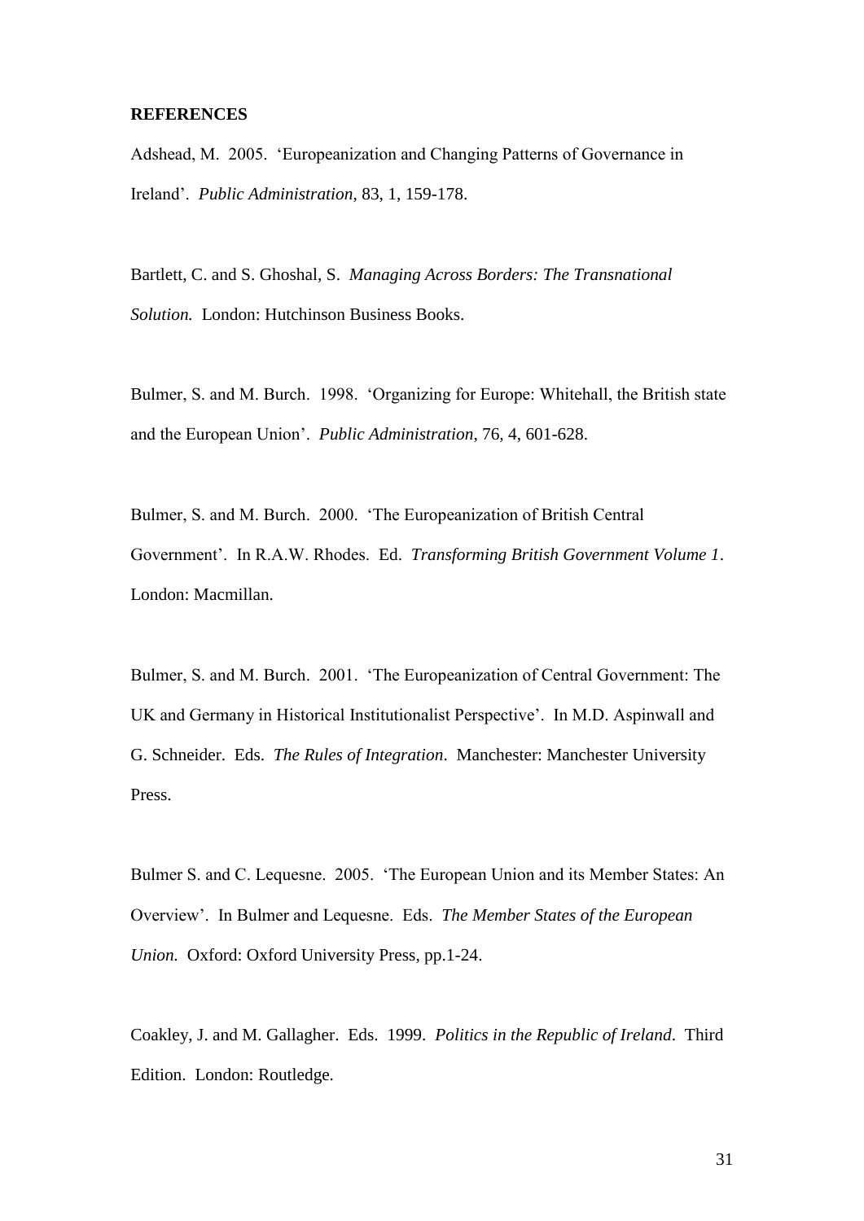**REFERENCES**

Adshead, M. 2005. 'Europeanization and Changing Patterns of Governance in Ireland'. *Public Administration*, 83, 1, 159-178.

Bartlett, C. and S. Ghoshal, S. *Managing Across Borders: The Transnational Solution.* London: Hutchinson Business Books.

Bulmer, S. and M. Burch. 1998. 'Organizing for Europe: Whitehall, the British state and the European Union'. *Public Administration*, 76, 4, 601-628.

Bulmer, S. and M. Burch. 2000. 'The Europeanization of British Central Government'. In R.A.W. Rhodes. Ed. *Transforming British Government Volume 1*. London: Macmillan.

Bulmer, S. and M. Burch. 2001. 'The Europeanization of Central Government: The UK and Germany in Historical Institutionalist Perspective'. In M.D. Aspinwall and G. Schneider. Eds. *The Rules of Integration*. Manchester: Manchester University Press.

Bulmer S. and C. Lequesne. 2005. 'The European Union and its Member States: An Overview'. In Bulmer and Lequesne. Eds. *The Member States of the European Union.* Oxford: Oxford University Press, pp.1-24.

Coakley, J. and M. Gallagher. Eds. 1999. *Politics in the Republic of Ireland*. Third Edition. London: Routledge.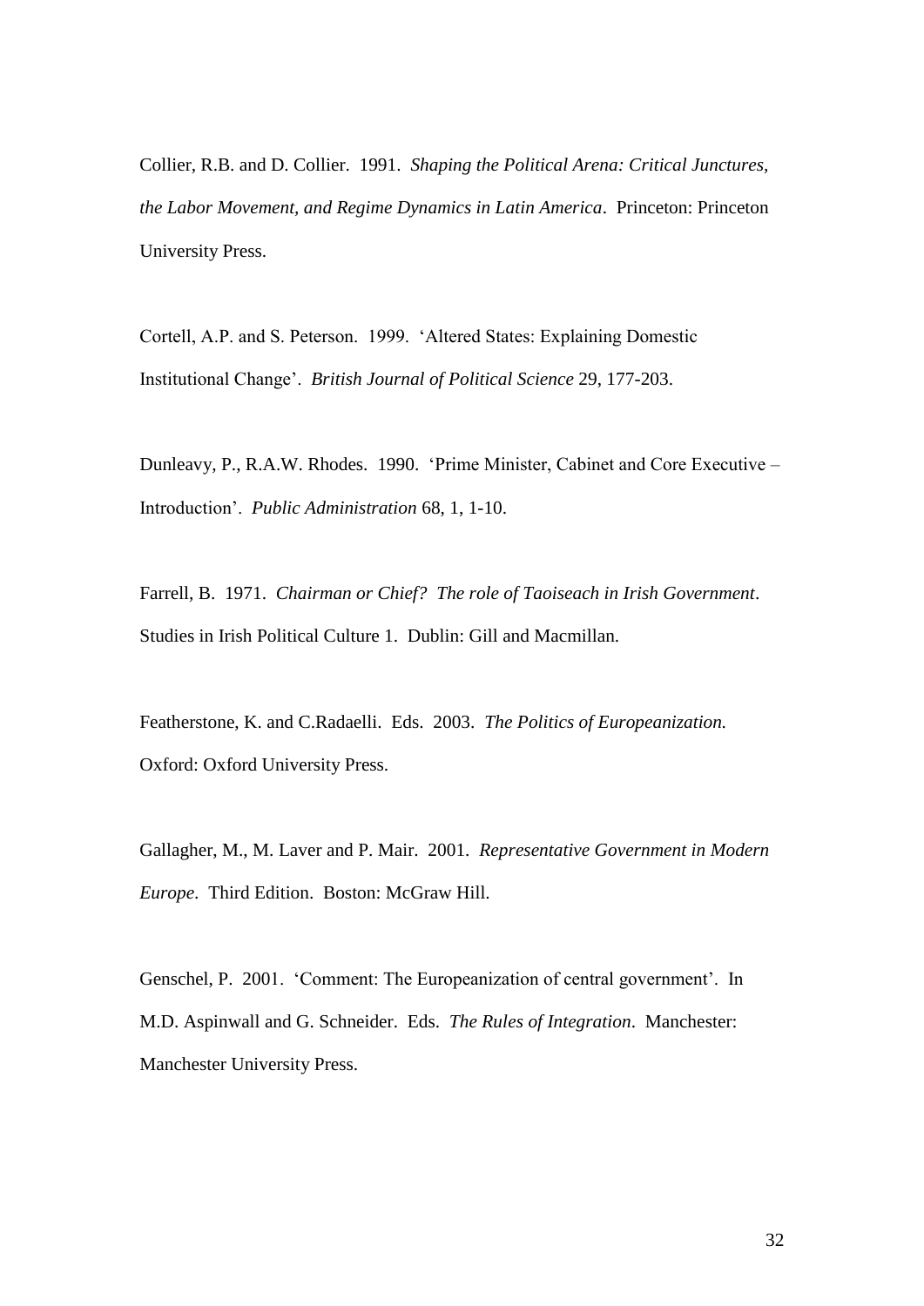Collier, R.B. and D. Collier. 1991. *Shaping the Political Arena: Critical Junctures, the Labor Movement, and Regime Dynamics in Latin America*. Princeton: Princeton University Press.

Cortell, A.P. and S. Peterson. 1999. 'Altered States: Explaining Domestic Institutional Change'. *British Journal of Political Science* 29, 177-203.

Dunleavy, P., R.A.W. Rhodes. 1990. 'Prime Minister, Cabinet and Core Executive – Introduction'. *Public Administration* 68, 1, 1-10.

Farrell, B. 1971. *Chairman or Chief? The role of Taoiseach in Irish Government*. Studies in Irish Political Culture 1. Dublin: Gill and Macmillan.

Featherstone, K. and C.Radaelli. Eds. 2003. *The Politics of Europeanization.* Oxford: Oxford University Press.

Gallagher, M., M. Laver and P. Mair. 2001. *Representative Government in Modern Europe*. Third Edition. Boston: McGraw Hill.

Genschel, P. 2001. 'Comment: The Europeanization of central government'. In M.D. Aspinwall and G. Schneider. Eds. *The Rules of Integration*. Manchester: Manchester University Press.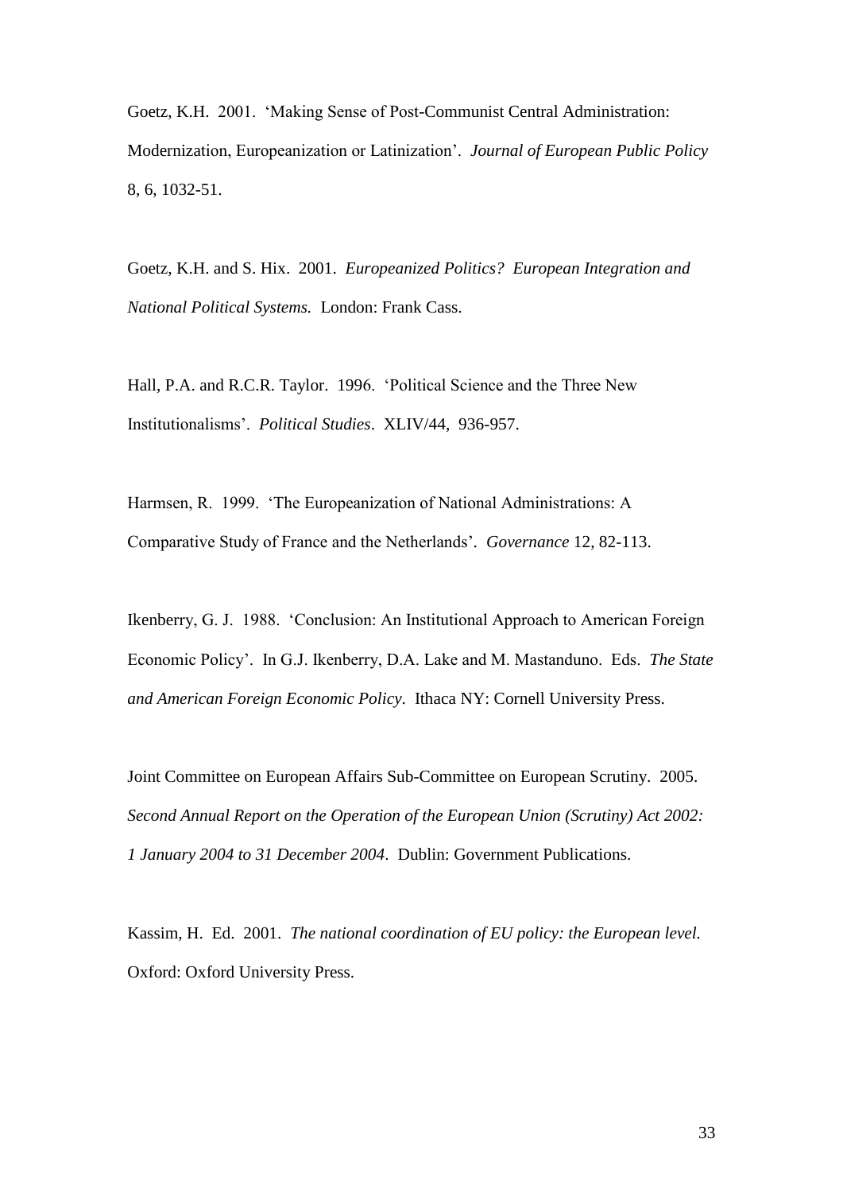Goetz, K.H. 2001. 'Making Sense of Post-Communist Central Administration: Modernization, Europeanization or Latinization'. *Journal of European Public Policy* 8, 6, 1032-51.

Goetz, K.H. and S. Hix. 2001. *Europeanized Politics? European Integration and National Political Systems.* London: Frank Cass.

Hall, P.A. and R.C.R. Taylor. 1996. 'Political Science and the Three New Institutionalisms'. *Political Studies*. XLIV/44, 936-957.

Harmsen, R. 1999. 'The Europeanization of National Administrations: A Comparative Study of France and the Netherlands'. *Governance* 12, 82-113.

Ikenberry, G. J. 1988. 'Conclusion: An Institutional Approach to American Foreign Economic Policy'. In G.J. Ikenberry, D.A. Lake and M. Mastanduno. Eds. *The State and American Foreign Economic Policy*. Ithaca NY: Cornell University Press.

Joint Committee on European Affairs Sub-Committee on European Scrutiny. 2005. *Second Annual Report on the Operation of the European Union (Scrutiny) Act 2002: 1 January 2004 to 31 December 2004*. Dublin: Government Publications.

Kassim, H. Ed. 2001. *The national coordination of EU policy: the European level.* Oxford: Oxford University Press.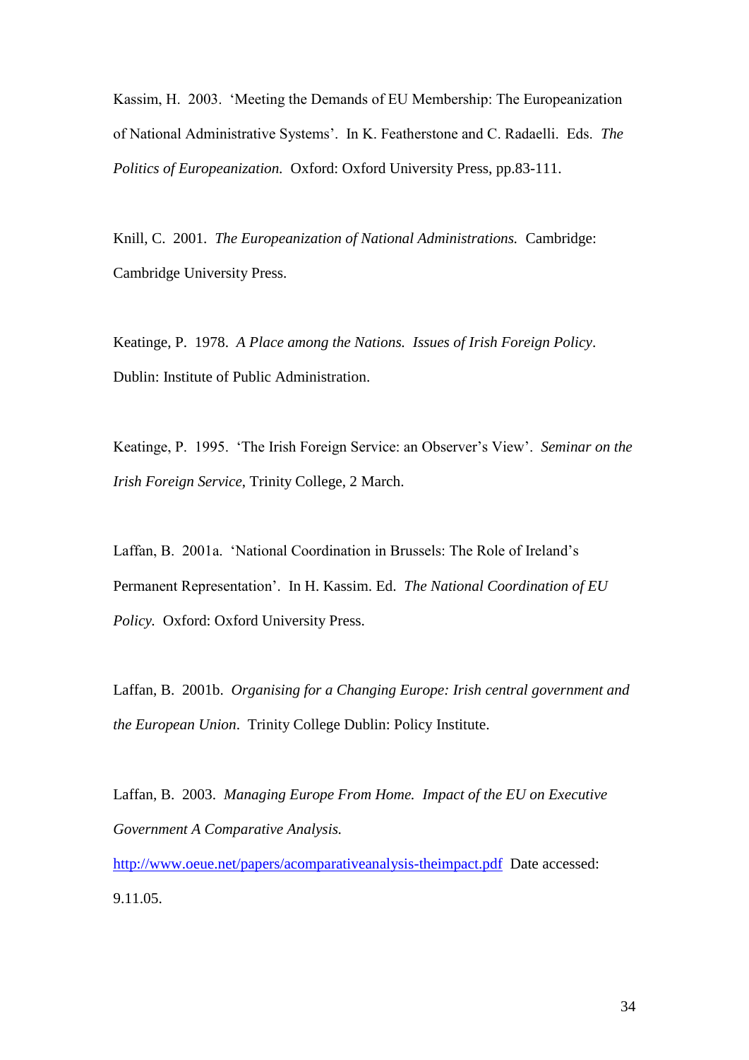Kassim, H. 2003. 'Meeting the Demands of EU Membership: The Europeanization of National Administrative Systems'. In K. Featherstone and C. Radaelli. Eds. *The Politics of Europeanization.* Oxford: Oxford University Press, pp.83-111.

Knill, C. 2001. *The Europeanization of National Administrations.* Cambridge: Cambridge University Press.

Keatinge, P. 1978. *A Place among the Nations. Issues of Irish Foreign Policy*. Dublin: Institute of Public Administration.

Keatinge, P. 1995. 'The Irish Foreign Service: an Observer's View'. *Seminar on the Irish Foreign Service*, Trinity College, 2 March.

Laffan, B. 2001a. 'National Coordination in Brussels: The Role of Ireland's Permanent Representation'. In H. Kassim. Ed. *The National Coordination of EU Policy.* Oxford: Oxford University Press.

Laffan, B. 2001b. *Organising for a Changing Europe: Irish central government and the European Union*. Trinity College Dublin: Policy Institute.

Laffan, B. 2003. *Managing Europe From Home. Impact of the EU on Executive Government A Comparative Analysis.* http://www.oeue.net/papers/acomparativeanalysis-theimpact.pdf Date accessed: 9.11.05.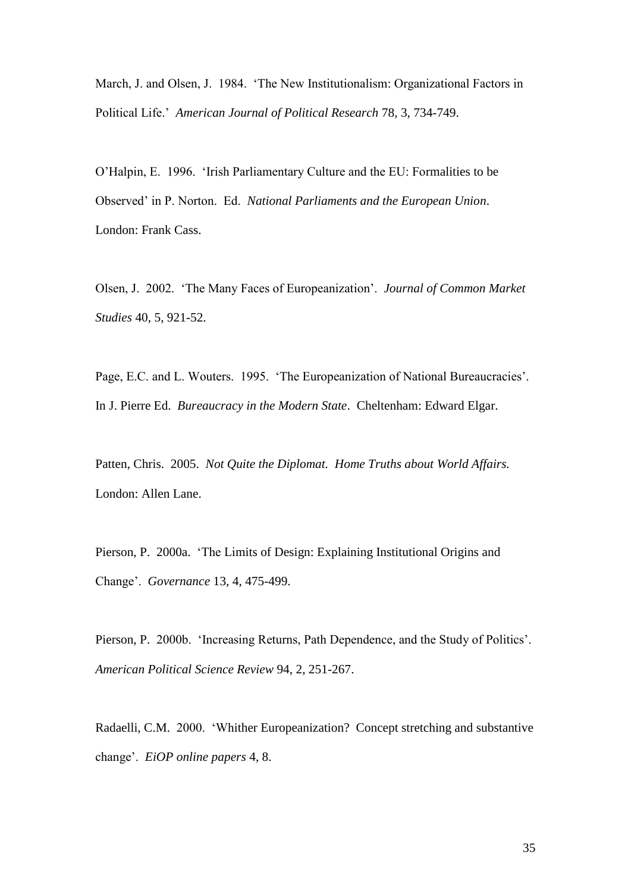March, J. and Olsen, J. 1984. 'The New Institutionalism: Organizational Factors in Political Life.' *American Journal of Political Research* 78, 3, 734-749.

O'Halpin, E. 1996. 'Irish Parliamentary Culture and the EU: Formalities to be Observed' in P. Norton. Ed. *National Parliaments and the European Union*. London: Frank Cass.

Olsen, J. 2002. 'The Many Faces of Europeanization'. *Journal of Common Market Studies* 40, 5, 921-52.

Page, E.C. and L. Wouters. 1995. 'The Europeanization of National Bureaucracies'. In J. Pierre Ed. *Bureaucracy in the Modern State*. Cheltenham: Edward Elgar.

Patten, Chris. 2005. *Not Quite the Diplomat. Home Truths about World Affairs.* London: Allen Lane.

Pierson, P. 2000a. 'The Limits of Design: Explaining Institutional Origins and Change'. *Governance* 13, 4, 475-499.

Pierson, P. 2000b. 'Increasing Returns, Path Dependence, and the Study of Politics'. *American Political Science Review* 94, 2, 251-267.

Radaelli, C.M. 2000. 'Whither Europeanization? Concept stretching and substantive change'. *EiOP online papers* 4, 8.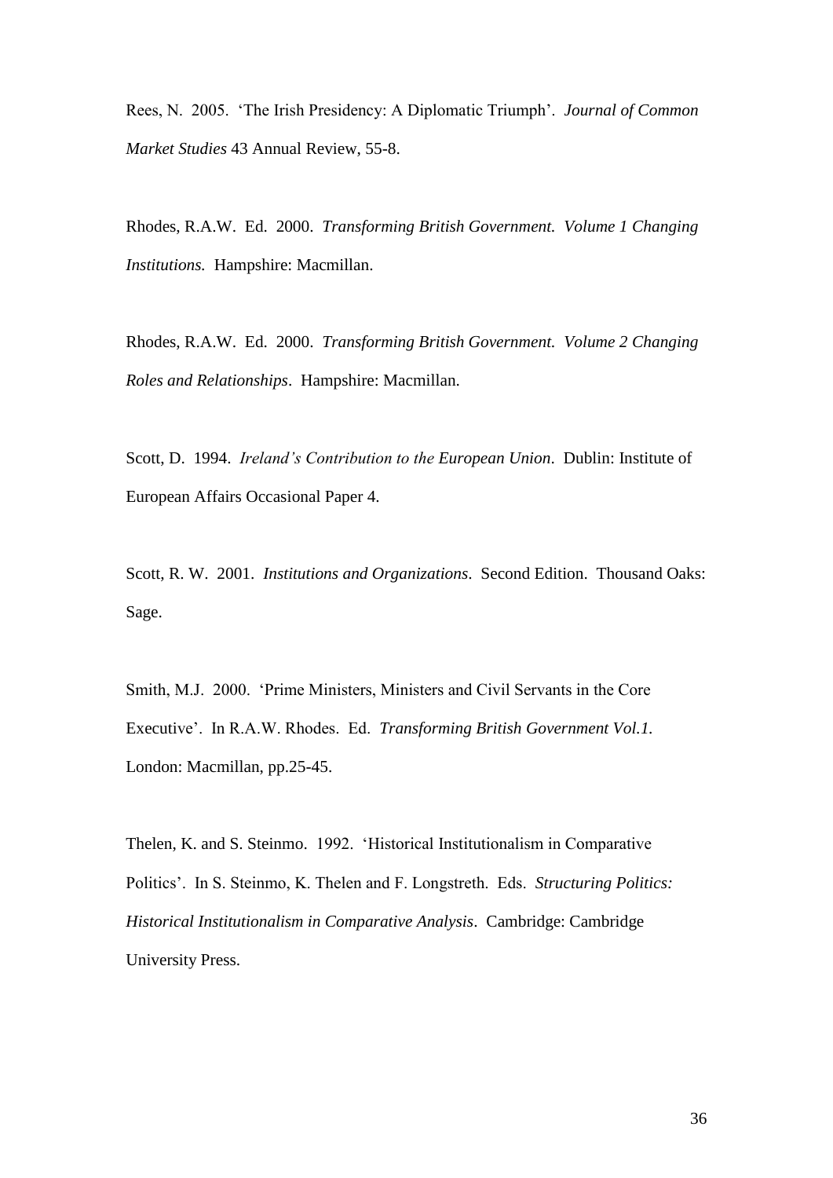Rees, N. 2005. 'The Irish Presidency: A Diplomatic Triumph'. *Journal of Common Market Studies* 43 Annual Review, 55-8.

Rhodes, R.A.W. Ed. 2000. *Transforming British Government. Volume 1 Changing Institutions.* Hampshire: Macmillan.

Rhodes, R.A.W. Ed. 2000. *Transforming British Government. Volume 2 Changing Roles and Relationships*. Hampshire: Macmillan.

Scott, D. 1994. *Ireland's Contribution to the European Union*. Dublin: Institute of European Affairs Occasional Paper 4.

Scott, R. W. 2001. *Institutions and Organizations*. Second Edition. Thousand Oaks: Sage.

Smith, M.J. 2000. 'Prime Ministers, Ministers and Civil Servants in the Core Executive'. In R.A.W. Rhodes. Ed. *Transforming British Government Vol.1*. London: Macmillan, pp.25-45.

Thelen, K. and S. Steinmo. 1992. 'Historical Institutionalism in Comparative Politics'. In S. Steinmo, K. Thelen and F. Longstreth. Eds. *Structuring Politics: Historical Institutionalism in Comparative Analysis*. Cambridge: Cambridge University Press.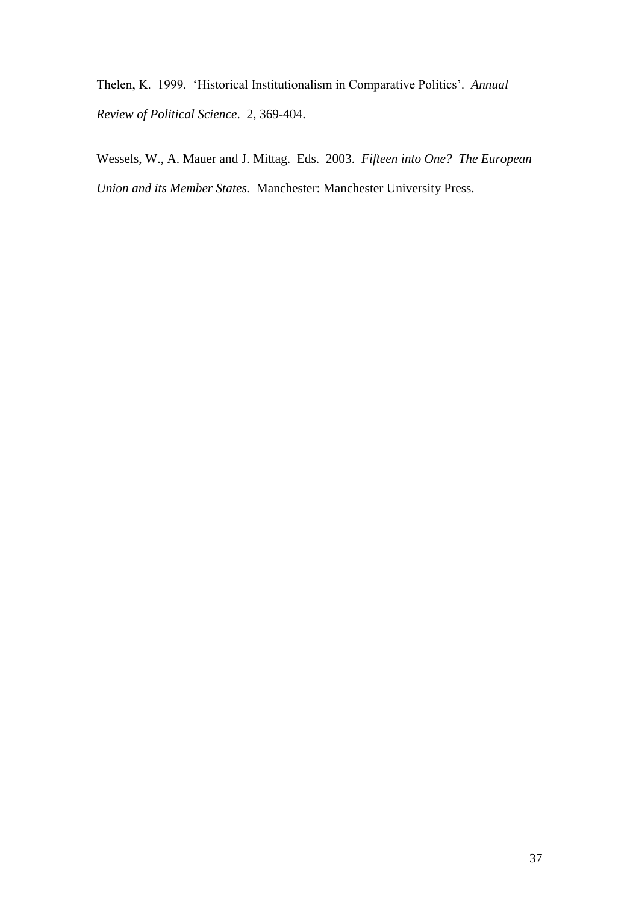Thelen, K. 1999. 'Historical Institutionalism in Comparative Politics'. *Annual Review of Political Science*. 2, 369-404.

Wessels, W., A. Mauer and J. Mittag. Eds. 2003. *Fifteen into One? The European Union and its Member States.* Manchester: Manchester University Press.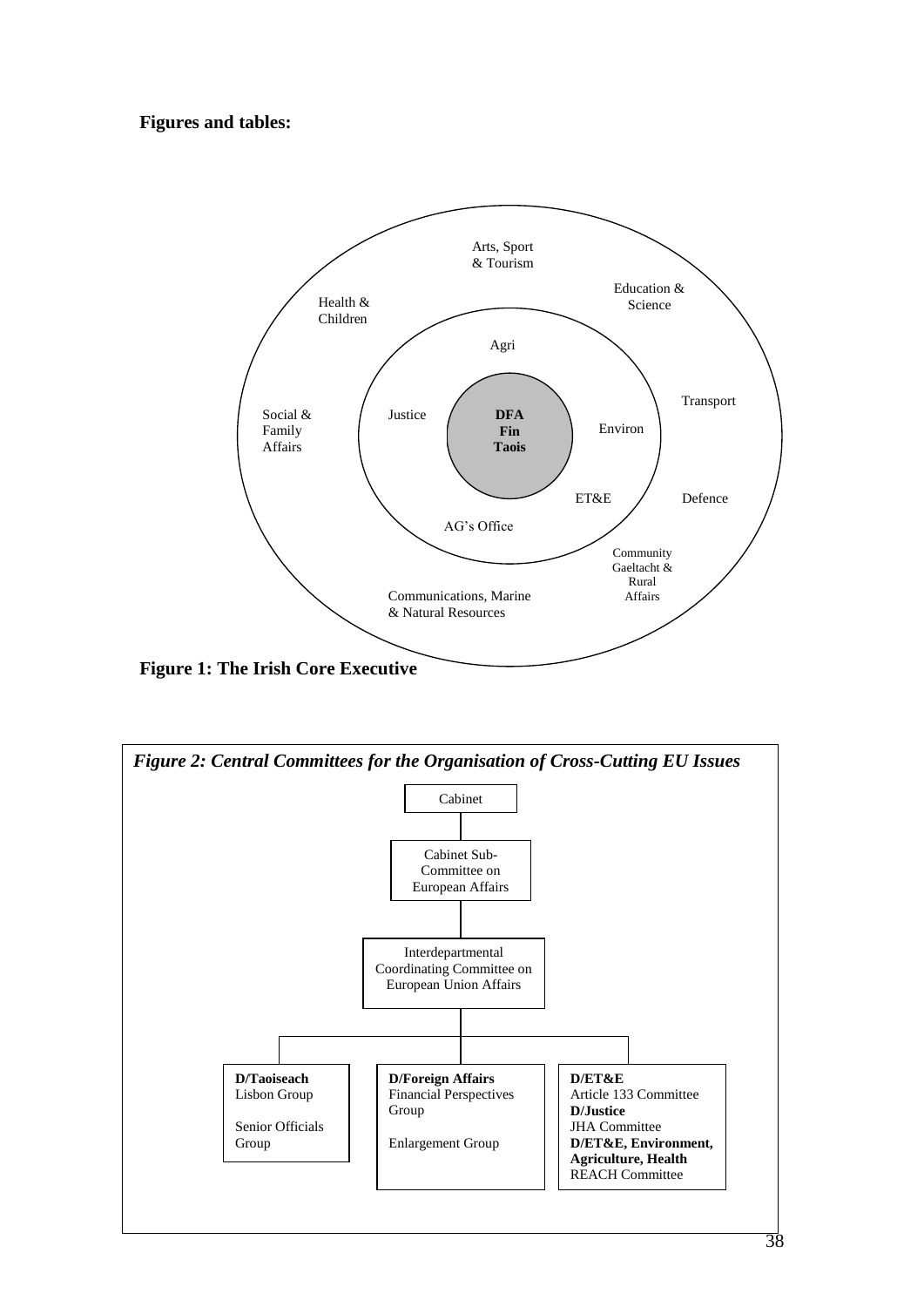**Figures and tables:**

Arts, Sport & Tourism

Education & Science

Health & Children

Agri

Transport

Social & Family Affairs

Justice

**DFA Fin Taois**

Environ

ET&E

Defence

AG's Office

Community Gaeltacht & Rural Affairs

Communications, Marine & Natural Resources

**Figure 1: The Irish Core Executive**

***Figure 2: Central Committees for the Organisation of Cross-Cutting EU Issues***

Cabinet

Cabinet Sub-Committee on European Affairs

Interdepartmental Coordinating Committee on European Union Affairs

**D/Taoiseach**
Lisbon Group

Senior Officials Group

**D/Foreign Affairs**
Financial Perspectives Group

Enlargement Group

**D/ET&E**
Article 133 Committee
**D/Justice**
JHA Committee
**D/ET&E, Environment, Agriculture, Health**
REACH Committee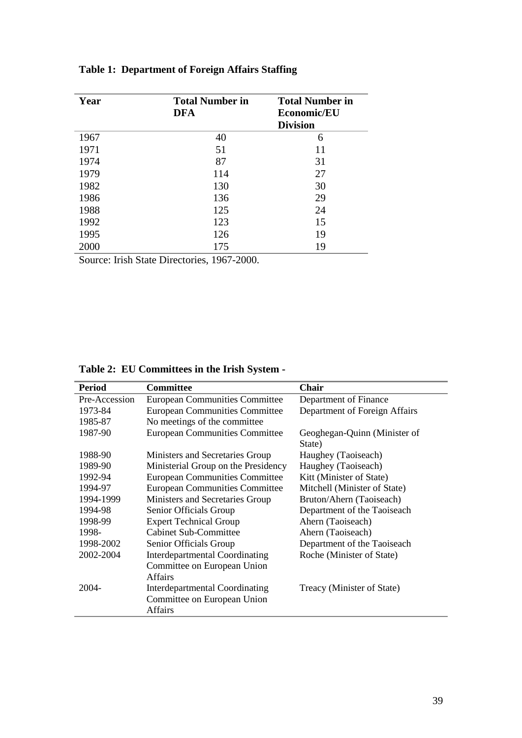**Table 1: Department of Foreign Affairs Staffing**

| Year | Total Number in DFA | Total Number in Economic/EU Division |
|---|---|---|
| 1967 | 40 | 6 |
| 1971 | 51 | 11 |
| 1974 | 87 | 31 |
| 1979 | 114 | 27 |
| 1982 | 130 | 30 |
| 1986 | 136 | 29 |
| 1988 | 125 | 24 |
| 1992 | 123 | 15 |
| 1995 | 126 | 19 |
| 2000 | 175 | 19 |

Source: Irish State Directories, 1967-2000.

**Table 2: EU Committees in the Irish System -**

| Period | Committee | Chair |
|---|---|---|
| Pre-Accession | European Communities Committee | Department of Finance |
| 1973-84 | European Communities Committee | Department of Foreign Affairs |
| 1985-87 | No meetings of the committee | |
| 1987-90 | European Communities Committee | Geoghegan-Quinn (Minister of State) |
| 1988-90 | Ministers and Secretaries Group | Haughey (Taoiseach) |
| 1989-90 | Ministerial Group on the Presidency | Haughey (Taoiseach) |
| 1992-94 | European Communities Committee | Kitt (Minister of State) |
| 1994-97 | European Communities Committee | Mitchell (Minister of State) |
| 1994-1999 | Ministers and Secretaries Group | Bruton/Ahern (Taoiseach) |
| 1994-98 | Senior Officials Group | Department of the Taoiseach |
| 1998-99 | Expert Technical Group | Ahern (Taoiseach) |
| 1998- | Cabinet Sub-Committee | Ahern (Taoiseach) |
| 1998-2002 | Senior Officials Group | Department of the Taoiseach |
| 2002-2004 | Interdepartmental Coordinating Committee on European Union Affairs | Roche (Minister of State) |
| 2004- | Interdepartmental Coordinating Committee on European Union Affairs | Treacy (Minister of State) |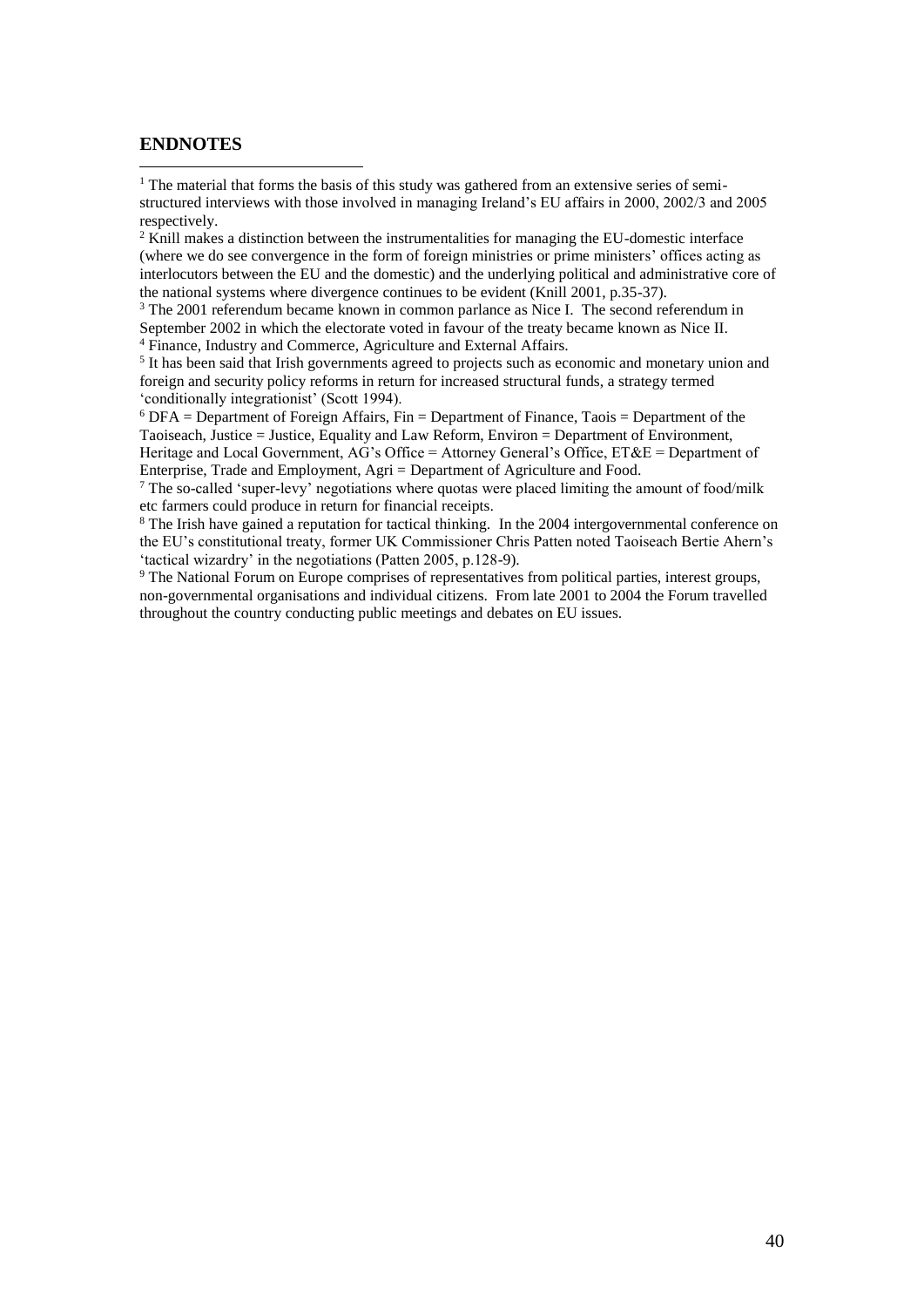## ENDNOTES

[1] The material that forms the basis of this study was gathered from an extensive series of semi-structured interviews with those involved in managing Ireland's EU affairs in 2000, 2002/3 and 2005 respectively.

[2] Knill makes a distinction between the instrumentalities for managing the EU-domestic interface (where we do see convergence in the form of foreign ministries or prime ministers' offices acting as interlocutors between the EU and the domestic) and the underlying political and administrative core of the national systems where divergence continues to be evident (Knill 2001, p.35-37).

[3] The 2001 referendum became known in common parlance as Nice I. The second referendum in September 2002 in which the electorate voted in favour of the treaty became known as Nice II.

[4] Finance, Industry and Commerce, Agriculture and External Affairs.

[5] It has been said that Irish governments agreed to projects such as economic and monetary union and foreign and security policy reforms in return for increased structural funds, a strategy termed 'conditionally integrationist' (Scott 1994).

[6] DFA = Department of Foreign Affairs, Fin = Department of Finance, Taois = Department of the Taoiseach, Justice = Justice, Equality and Law Reform, Environ = Department of Environment, Heritage and Local Government, AG's Office = Attorney General's Office, ET&E = Department of Enterprise, Trade and Employment, Agri = Department of Agriculture and Food.

[7] The so-called 'super-levy' negotiations where quotas were placed limiting the amount of food/milk etc farmers could produce in return for financial receipts.

[8] The Irish have gained a reputation for tactical thinking. In the 2004 intergovernmental conference on the EU's constitutional treaty, former UK Commissioner Chris Patten noted Taoiseach Bertie Ahern's 'tactical wizardry' in the negotiations (Patten 2005, p.128-9).

[9] The National Forum on Europe comprises of representatives from political parties, interest groups, non-governmental organisations and individual citizens. From late 2001 to 2004 the Forum travelled throughout the country conducting public meetings and debates on EU issues.